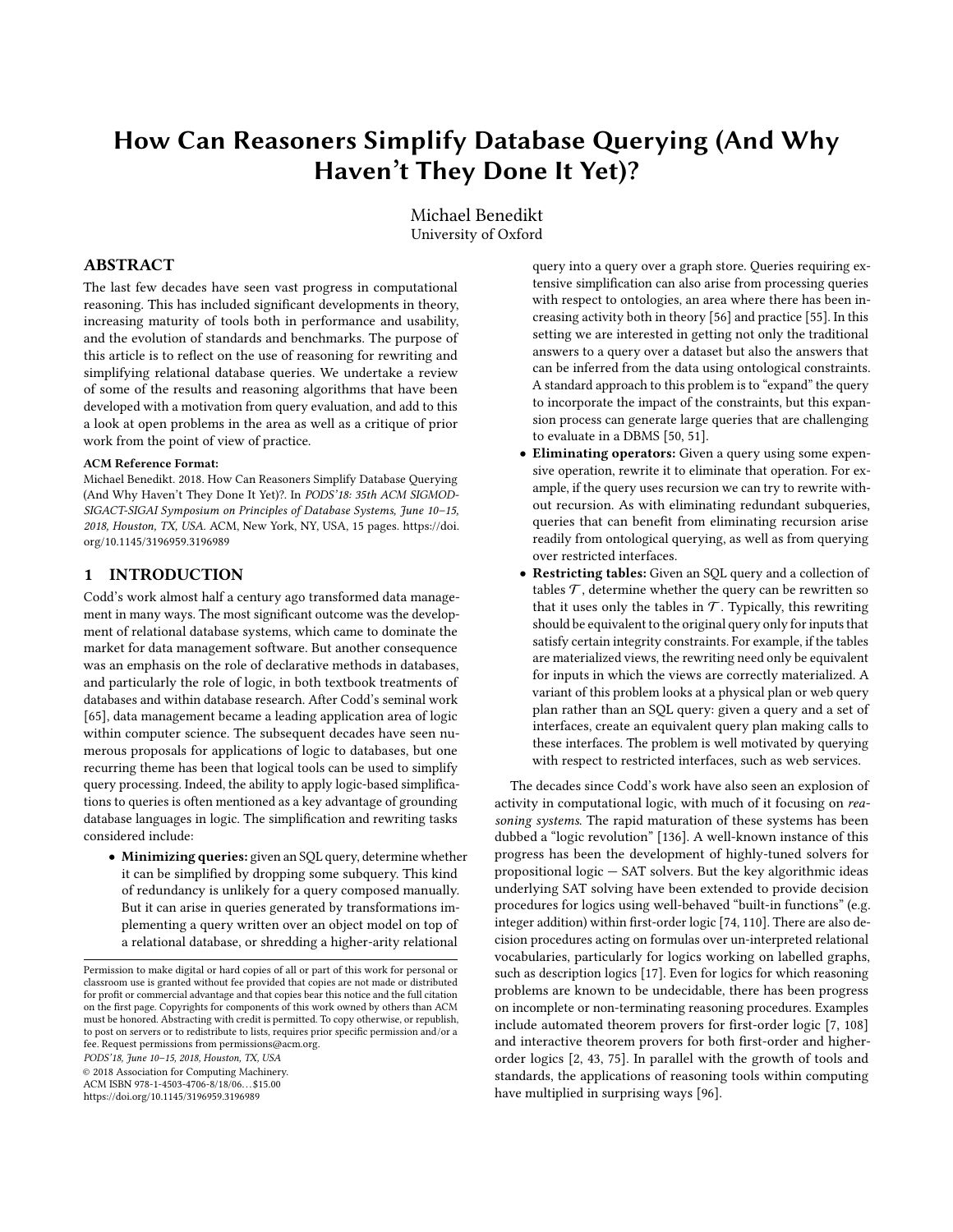# How Can Reasoners Simplify Database Querying (And Why Haven't They Done It Yet)?

Michael Benedikt
University of Oxford

## ABSTRACT

The last few decades have seen vast progress in computational reasoning. This has included significant developments in theory, increasing maturity of tools both in performance and usability, and the evolution of standards and benchmarks. The purpose of this article is to reflect on the use of reasoning for rewriting and simplifying relational database queries. We undertake a review of some of the results and reasoning algorithms that have been developed with a motivation from query evaluation, and add to this a look at open problems in the area as well as a critique of prior work from the point of view of practice.

**ACM Reference Format:**
Michael Benedikt. 2018. How Can Reasoners Simplify Database Querying (And Why Haven't They Done It Yet)?. In *PODS'18: 35th ACM SIGMOD-SIGACT-SIGAI Symposium on Principles of Database Systems, June 10–15, 2018, Houston, TX, USA.* ACM, New York, NY, USA, 15 pages. https://doi.org/10.1145/3196959.3196989

## 1 INTRODUCTION

Codd's work almost half a century ago transformed data management in many ways. The most significant outcome was the development of relational database systems, which came to dominate the market for data management software. But another consequence was an emphasis on the role of declarative methods in databases, and particularly the role of logic, in both textbook treatments of databases and within database research. After Codd's seminal work [65], data management became a leading application area of logic within computer science. The subsequent decades have seen numerous proposals for applications of logic to databases, but one recurring theme has been that logical tools can be used to simplify query processing. Indeed, the ability to apply logic-based simplifications to queries is often mentioned as a key advantage of grounding database languages in logic. The simplification and rewriting tasks considered include:

- **Minimizing queries:** given an SQL query, determine whether it can be simplified by dropping some subquery. This kind of redundancy is unlikely for a query composed manually. But it can arise in queries generated by transformations implementing a query written over an object model on top of a relational database, or shredding a higher-arity relational query into a query over a graph store. Queries requiring extensive simplification can also arise from processing queries with respect to ontologies, an area where there has been increasing activity both in theory [56] and practice [55]. In this setting we are interested in getting not only the traditional answers to a query over a dataset but also the answers that can be inferred from the data using ontological constraints. A standard approach to this problem is to "expand" the query to incorporate the impact of the constraints, but this expansion process can generate large queries that are challenging to evaluate in a DBMS [50, 51].
- **Eliminating operators:** Given a query using some expensive operation, rewrite it to eliminate that operation. For example, if the query uses recursion we can try to rewrite without recursion. As with eliminating redundant subqueries, queries that can benefit from eliminating recursion arise readily from ontological querying, as well as from querying over restricted interfaces.
- **Restricting tables:** Given an SQL query and a collection of tables $\mathcal{T}$, determine whether the query can be rewritten so that it uses only the tables in $\mathcal{T}$. Typically, this rewriting should be equivalent to the original query only for inputs that satisfy certain integrity constraints. For example, if the tables are materialized views, the rewriting need only be equivalent for inputs in which the views are correctly materialized. A variant of this problem looks at a physical plan or web query plan rather than an SQL query: given a query and a set of interfaces, create an equivalent query plan making calls to these interfaces. The problem is well motivated by querying with respect to restricted interfaces, such as web services.

The decades since Codd's work have also seen an explosion of activity in computational logic, with much of it focusing on *reasoning systems*. The rapid maturation of these systems has been dubbed a "logic revolution" [136]. A well-known instance of this progress has been the development of highly-tuned solvers for propositional logic — SAT solvers. But the key algorithmic ideas underlying SAT solving have been extended to provide decision procedures for logics using well-behaved "built-in functions" (e.g. integer addition) within first-order logic [74, 110]. There are also decision procedures acting on formulas over un-interpreted relational vocabularies, particularly for logics working on labelled graphs, such as description logics [17]. Even for logics for which reasoning problems are known to be undecidable, there has been progress on incomplete or non-terminating reasoning procedures. Examples include automated theorem provers for first-order logic [7, 108] and interactive theorem provers for both first-order and higher-order logics [2, 43, 75]. In parallel with the growth of tools and standards, the applications of reasoning tools within computing have multiplied in surprising ways [96].

Permission to make digital or hard copies of all or part of this work for personal or classroom use is granted without fee provided that copies are not made or distributed for profit or commercial advantage and that copies bear this notice and the full citation on the first page. Copyrights for components of this work owned by others than ACM must be honored. Abstracting with credit is permitted. To copy otherwise, or republish, to post on servers or to redistribute to lists, requires prior specific permission and/or a fee. Request permissions from permissions@acm.org.
*PODS'18, June 10–15, 2018, Houston, TX, USA*
© 2018 Association for Computing Machinery.
ACM ISBN 978-1-4503-4706-8/18/06...$15.00
https://doi.org/10.1145/3196959.3196989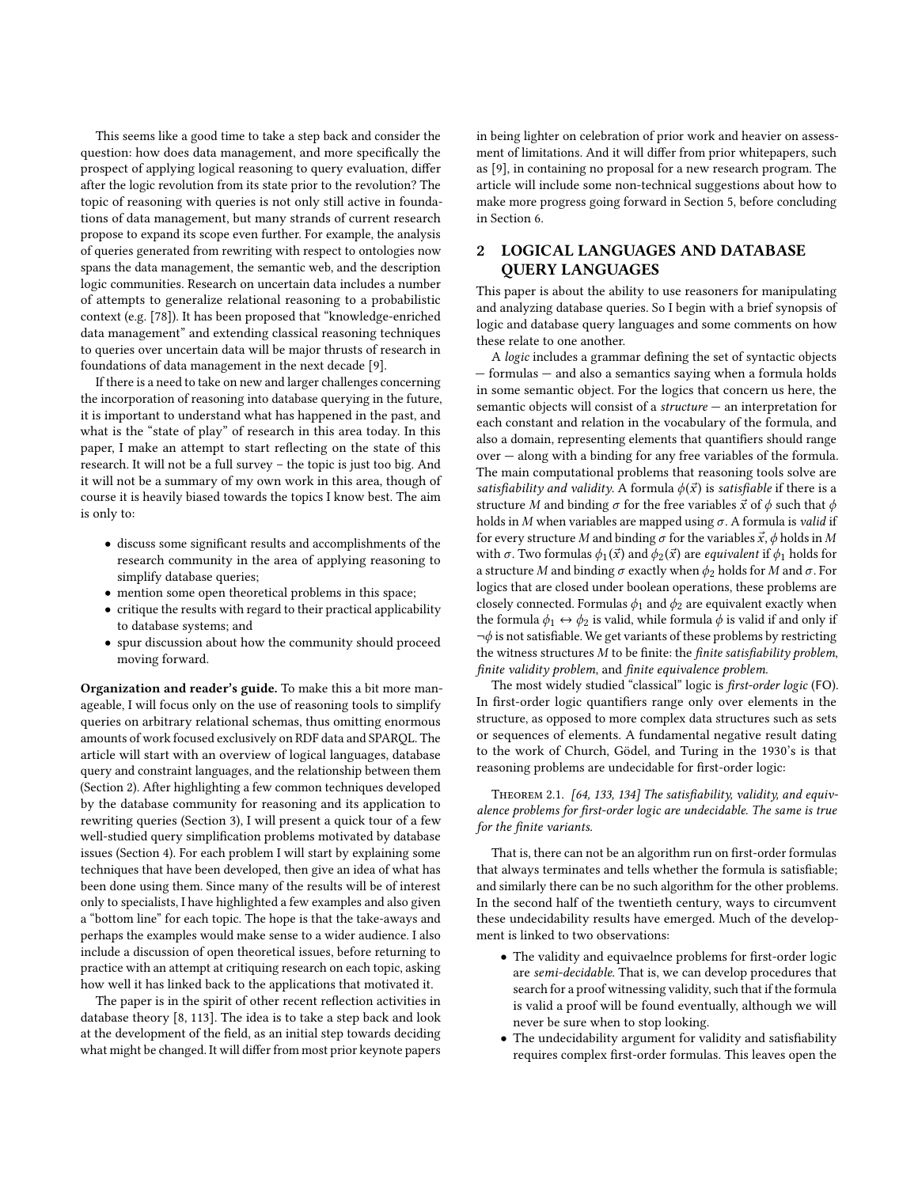This seems like a good time to take a step back and consider the question: how does data management, and more specifically the prospect of applying logical reasoning to query evaluation, differ after the logic revolution from its state prior to the revolution? The topic of reasoning with queries is not only still active in foundations of data management, but many strands of current research propose to expand its scope even further. For example, the analysis of queries generated from rewriting with respect to ontologies now spans the data management, the semantic web, and the description logic communities. Research on uncertain data includes a number of attempts to generalize relational reasoning to a probabilistic context (e.g. [78]). It has been proposed that "knowledge-enriched data management" and extending classical reasoning techniques to queries over uncertain data will be major thrusts of research in foundations of data management in the next decade [9].

If there is a need to take on new and larger challenges concerning the incorporation of reasoning into database querying in the future, it is important to understand what has happened in the past, and what is the "state of play" of research in this area today. In this paper, I make an attempt to start reflecting on the state of this research. It will not be a full survey – the topic is just too big. And it will not be a summary of my own work in this area, though of course it is heavily biased towards the topics I know best. The aim is only to:

- discuss some significant results and accomplishments of the research community in the area of applying reasoning to simplify database queries;
- mention some open theoretical problems in this space;
- critique the results with regard to their practical applicability to database systems; and
- spur discussion about how the community should proceed moving forward.

**Organization and reader's guide.** To make this a bit more manageable, I will focus only on the use of reasoning tools to simplify queries on arbitrary relational schemas, thus omitting enormous amounts of work focused exclusively on RDF data and SPARQL. The article will start with an overview of logical languages, database query and constraint languages, and the relationship between them (Section 2). After highlighting a few common techniques developed by the database community for reasoning and its application to rewriting queries (Section 3), I will present a quick tour of a few well-studied query simplification problems motivated by database issues (Section 4). For each problem I will start by explaining some techniques that have been developed, then give an idea of what has been done using them. Since many of the results will be of interest only to specialists, I have highlighted a few examples and also given a "bottom line" for each topic. The hope is that the take-aways and perhaps the examples would make sense to a wider audience. I also include a discussion of open theoretical issues, before returning to practice with an attempt at critiquing research on each topic, asking how well it has linked back to the applications that motivated it.

The paper is in the spirit of other recent reflection activities in database theory [8, 113]. The idea is to take a step back and look at the development of the field, as an initial step towards deciding what might be changed. It will differ from most prior keynote papers in being lighter on celebration of prior work and heavier on assessment of limitations. And it will differ from prior whitepapers, such as [9], in containing no proposal for a new research program. The article will include some non-technical suggestions about how to make more progress going forward in Section 5, before concluding in Section 6.

## 2 LOGICAL LANGUAGES AND DATABASE QUERY LANGUAGES

This paper is about the ability to use reasoners for manipulating and analyzing database queries. So I begin with a brief synopsis of logic and database query languages and some comments on how these relate to one another.

A *logic* includes a grammar defining the set of syntactic objects — formulas — and also a semantics saying when a formula holds in some semantic object. For the logics that concern us here, the semantic objects will consist of a *structure* — an interpretation for each constant and relation in the vocabulary of the formula, and also a domain, representing elements that quantifiers should range over — along with a binding for any free variables of the formula. The main computational problems that reasoning tools solve are *satisfiability and validity*. A formula $\phi(\vec{x})$ is *satisfiable* if there is a structure $M$ and binding $\sigma$ for the free variables $\vec{x}$ of $\phi$ such that $\phi$ holds in $M$ when variables are mapped using $\sigma$. A formula is *valid* if for every structure $M$ and binding $\sigma$ for the variables $\vec{x}$, $\phi$ holds in $M$ with $\sigma$. Two formulas $\phi_1(\vec{x})$ and $\phi_2(\vec{x})$ are *equivalent* if $\phi_1$ holds for a structure $M$ and binding $\sigma$ exactly when $\phi_2$ holds for $M$ and $\sigma$. For logics that are closed under boolean operations, these problems are closely connected. Formulas $\phi_1$ and $\phi_2$ are equivalent exactly when the formula $\phi_1 \leftrightarrow \phi_2$ is valid, while formula $\phi$ is valid if and only if $\neg\phi$ is not satisfiable. We get variants of these problems by restricting the witness structures $M$ to be finite: the *finite satisfiability problem*, *finite validity problem*, and *finite equivalence problem*.

The most widely studied "classical" logic is *first-order logic* (FO). In first-order logic quantifiers range only over elements in the structure, as opposed to more complex data structures such as sets or sequences of elements. A fundamental negative result dating to the work of Church, Gödel, and Turing in the 1930's is that reasoning problems are undecidable for first-order logic:

Theorem 2.1. *[64, 133, 134] The satisfiability, validity, and equivalence problems for first-order logic are undecidable. The same is true for the finite variants.*

That is, there can not be an algorithm run on first-order formulas that always terminates and tells whether the formula is satisfiable; and similarly there can be no such algorithm for the other problems. In the second half of the twentieth century, ways to circumvent these undecidability results have emerged. Much of the development is linked to two observations:

- The validity and equivaelnce problems for first-order logic are *semi-decidable*. That is, we can develop procedures that search for a proof witnessing validity, such that if the formula is valid a proof will be found eventually, although we will never be sure when to stop looking.
- The undecidability argument for validity and satisfiability requires complex first-order formulas. This leaves open the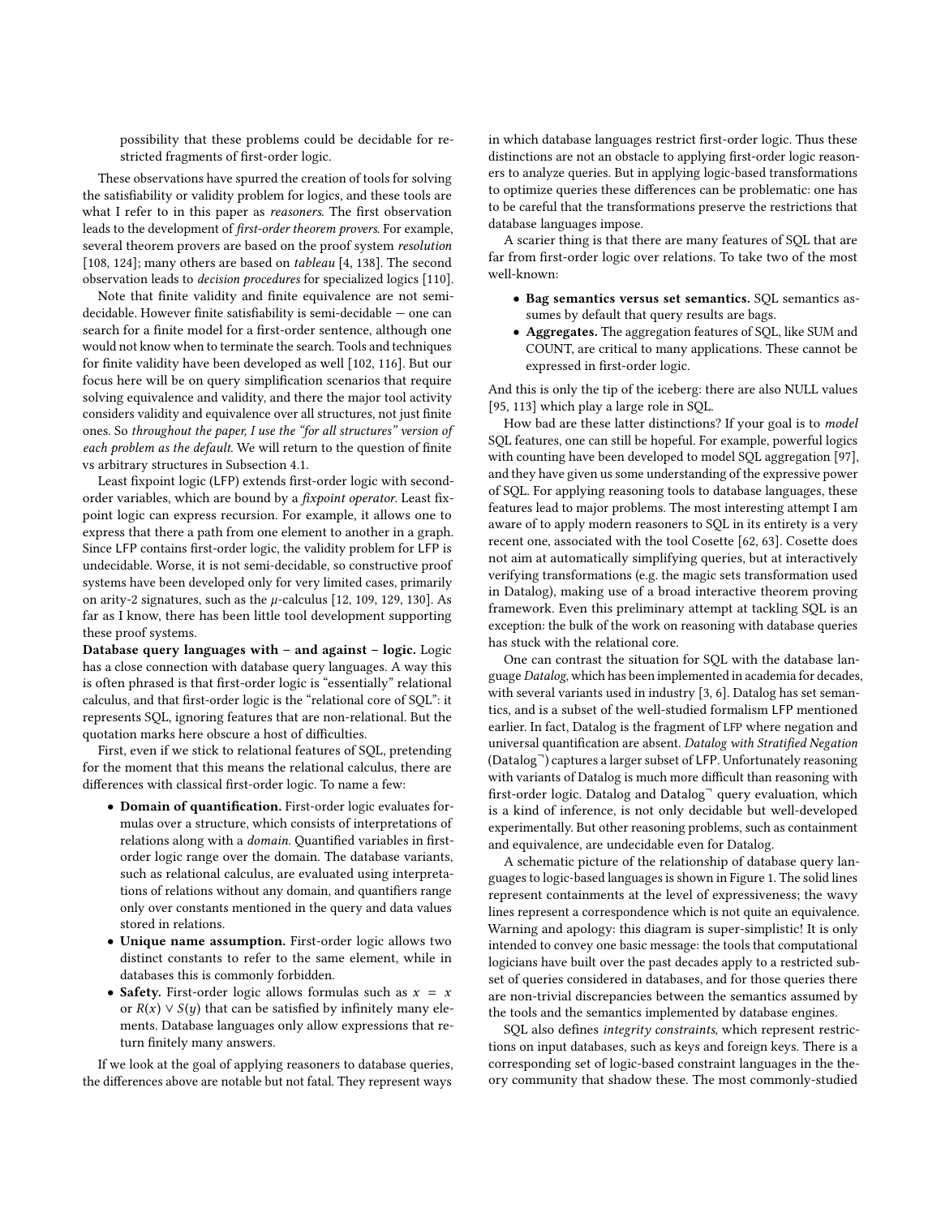possibility that these problems could be decidable for restricted fragments of first-order logic.

These observations have spurred the creation of tools for solving the satisfiability or validity problem for logics, and these tools are what I refer to in this paper as *reasoners*. The first observation leads to the development of *first-order theorem provers*. For example, several theorem provers are based on the proof system *resolution* [108, 124]; many others are based on *tableau* [4, 138]. The second observation leads to *decision procedures* for specialized logics [110].

Note that finite validity and finite equivalence are not semi-decidable. However finite satisfiability is semi-decidable — one can search for a finite model for a first-order sentence, although one would not know when to terminate the search. Tools and techniques for finite validity have been developed as well [102, 116]. But our focus here will be on query simplification scenarios that require solving equivalence and validity, and there the major tool activity considers validity and equivalence over all structures, not just finite ones. So *throughout the paper, I use the "for all structures" version of each problem as the default.* We will return to the question of finite vs arbitrary structures in Subsection 4.1.

Least fixpoint logic (LFP) extends first-order logic with second-order variables, which are bound by a *fixpoint operator*. Least fixpoint logic can express recursion. For example, it allows one to express that there a path from one element to another in a graph. Since LFP contains first-order logic, the validity problem for LFP is undecidable. Worse, it is not semi-decidable, so constructive proof systems have been developed only for very limited cases, primarily on arity-2 signatures, such as the $\mu$-calculus [12, 109, 129, 130]. As far as I know, there has been little tool development supporting these proof systems.

**Database query languages with – and against – logic.** Logic has a close connection with database query languages. A way this is often phrased is that first-order logic is "essentially" relational calculus, and that first-order logic is the "relational core of SQL": it represents SQL, ignoring features that are non-relational. But the quotation marks here obscure a host of difficulties.

First, even if we stick to relational features of SQL, pretending for the moment that this means the relational calculus, there are differences with classical first-order logic. To name a few:

- **Domain of quantification.** First-order logic evaluates formulas over a structure, which consists of interpretations of relations along with a *domain*. Quantified variables in first-order logic range over the domain. The database variants, such as relational calculus, are evaluated using interpretations of relations without any domain, and quantifiers range only over constants mentioned in the query and data values stored in relations.
- **Unique name assumption.** First-order logic allows two distinct constants to refer to the same element, while in databases this is commonly forbidden.
- **Safety.** First-order logic allows formulas such as $x = x$ or $R(x) \vee S(y)$ that can be satisfied by infinitely many elements. Database languages only allow expressions that return finitely many answers.

If we look at the goal of applying reasoners to database queries, the differences above are notable but not fatal. They represent ways in which database languages restrict first-order logic. Thus these distinctions are not an obstacle to applying first-order logic reasoners to analyze queries. But in applying logic-based transformations to optimize queries these differences can be problematic: one has to be careful that the transformations preserve the restrictions that database languages impose.

A scarier thing is that there are many features of SQL that are far from first-order logic over relations. To take two of the most well-known:

- **Bag semantics versus set semantics.** SQL semantics assumes by default that query results are bags.
- **Aggregates.** The aggregation features of SQL, like SUM and COUNT, are critical to many applications. These cannot be expressed in first-order logic.

And this is only the tip of the iceberg: there are also NULL values [95, 113] which play a large role in SQL.

How bad are these latter distinctions? If your goal is to *model* SQL features, one can still be hopeful. For example, powerful logics with counting have been developed to model SQL aggregation [97], and they have given us some understanding of the expressive power of SQL. For applying reasoning tools to database languages, these features lead to major problems. The most interesting attempt I am aware of to apply modern reasoners to SQL in its entirety is a very recent one, associated with the tool Cosette [62, 63]. Cosette does not aim at automatically simplifying queries, but at interactively verifying transformations (e.g. the magic sets transformation used in Datalog), making use of a broad interactive theorem proving framework. Even this preliminary attempt at tackling SQL is an exception: the bulk of the work on reasoning with database queries has stuck with the relational core.

One can contrast the situation for SQL with the database language *Datalog*, which has been implemented in academia for decades, with several variants used in industry [3, 6]. Datalog has set semantics, and is a subset of the well-studied formalism LFP mentioned earlier. In fact, Datalog is the fragment of LFP where negation and universal quantification are absent. *Datalog with Stratified Negation* ($\text{Datalog}^{\neg}$) captures a larger subset of LFP. Unfortunately reasoning with variants of Datalog is much more difficult than reasoning with first-order logic. Datalog and $\text{Datalog}^{\neg}$ query evaluation, which is a kind of inference, is not only decidable but well-developed experimentally. But other reasoning problems, such as containment and equivalence, are undecidable even for Datalog.

A schematic picture of the relationship of database query languages to logic-based languages is shown in Figure 1. The solid lines represent containments at the level of expressiveness; the wavy lines represent a correspondence which is not quite an equivalence. Warning and apology: this diagram is super-simplistic! It is only intended to convey one basic message: the tools that computational logicians have built over the past decades apply to a restricted subset of queries considered in databases, and for those queries there are non-trivial discrepancies between the semantics assumed by the tools and the semantics implemented by database engines.

SQL also defines *integrity constraints*, which represent restrictions on input databases, such as keys and foreign keys. There is a corresponding set of logic-based constraint languages in the theory community that shadow these. The most commonly-studied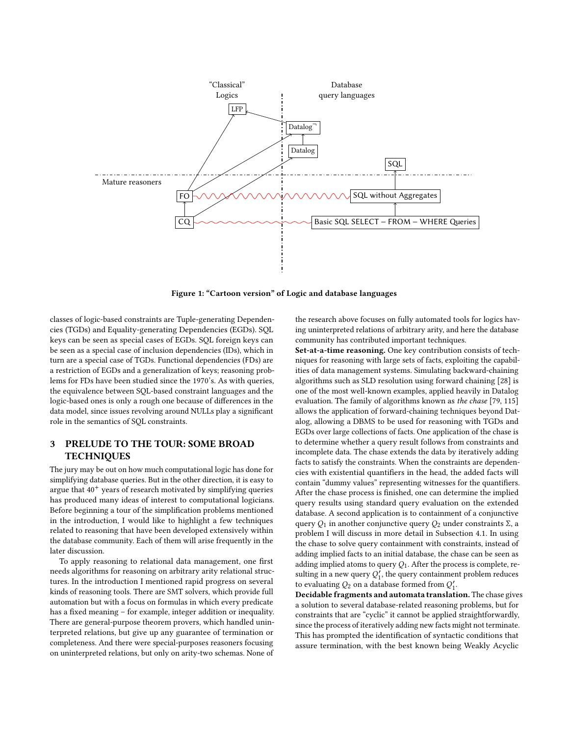Figure 1: "Cartoon version" of Logic and database languages

classes of logic-based constraints are Tuple-generating Dependencies (TGDs) and Equality-generating Dependencies (EGDs). SQL keys can be seen as special cases of EGDs. SQL foreign keys can be seen as a special case of inclusion dependencies (IDs), which in turn are a special case of TGDs. Functional dependencies (FDs) are a restriction of EGDs and a generalization of keys; reasoning problems for FDs have been studied since the 1970's. As with queries, the equivalence between SQL-based constraint languages and the logic-based ones is only a rough one because of differences in the data model, since issues revolving around NULLs play a significant role in the semantics of SQL constraints.

## 3 PRELUDE TO THE TOUR: SOME BROAD TECHNIQUES

The jury may be out on how much computational logic has done for simplifying database queries. But in the other direction, it is easy to argue that $40^+$ years of research motivated by simplifying queries has produced many ideas of interest to computational logicians. Before beginning a tour of the simplification problems mentioned in the introduction, I would like to highlight a few techniques related to reasoning that have been developed extensively within the database community. Each of them will arise frequently in the later discussion.

To apply reasoning to relational data management, one first needs algorithms for reasoning on arbitrary arity relational structures. In the introduction I mentioned rapid progress on several kinds of reasoning tools. There are SMT solvers, which provide full automation but with a focus on formulas in which every predicate has a fixed meaning – for example, integer addition or inequality. There are general-purpose theorem provers, which handled uninterpreted relations, but give up any guarantee of termination or completeness. And there were special-purposes reasoners focusing on uninterpreted relations, but only on arity-two schemas. None of the research above focuses on fully automated tools for logics having uninterpreted relations of arbitrary arity, and here the database community has contributed important techniques.

**Set-at-a-time reasoning.** One key contribution consists of techniques for reasoning with large sets of facts, exploiting the capabilities of data management systems. Simulating backward-chaining algorithms such as SLD resolution using forward chaining [28] is one of the most well-known examples, applied heavily in Datalog evaluation. The family of algorithms known as *the chase* [79, 115] allows the application of forward-chaining techniques beyond Datalog, allowing a DBMS to be used for reasoning with TGDs and EGDs over large collections of facts. One application of the chase is to determine whether a query result follows from constraints and incomplete data. The chase extends the data by iteratively adding facts to satisfy the constraints. When the constraints are dependencies with existential quantifiers in the head, the added facts will contain "dummy values" representing witnesses for the quantifiers. After the chase process is finished, one can determine the implied query results using standard query evaluation on the extended database. A second application is to containment of a conjunctive query $Q_1$ in another conjunctive query $Q_2$ under constraints $\Sigma$, a problem I will discuss in more detail in Subsection 4.1. In using the chase to solve query containment with constraints, instead of adding implied facts to an initial database, the chase can be seen as adding implied atoms to query $Q_1$. After the process is complete, resulting in a new query $Q_1'$, the query containment problem reduces to evaluating $Q_2$ on a database formed from $Q_1'$.

**Decidable fragments and automata translation.** The chase gives a solution to several database-related reasoning problems, but for constraints that are "cyclic" it cannot be applied straightforwardly, since the process of iteratively adding new facts might not terminate. This has prompted the identification of syntactic conditions that assure termination, with the best known being Weakly Acyclic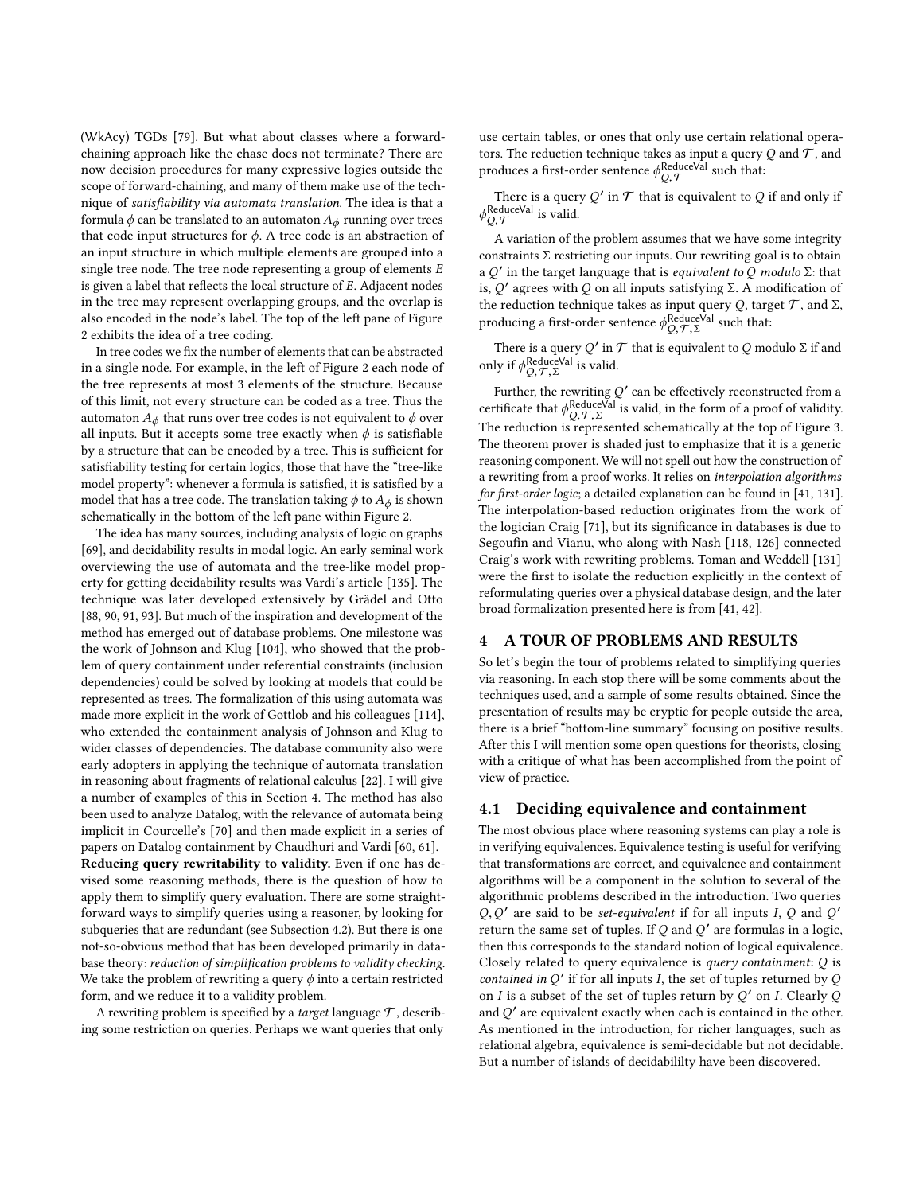(WkAcy) TGDs [79]. But what about classes where a forward-chaining approach like the chase does not terminate? There are now decision procedures for many expressive logics outside the scope of forward-chaining, and many of them make use of the technique of *satisfiability via automata translation*. The idea is that a formula $\phi$ can be translated to an automaton $A_\phi$ running over trees that code input structures for $\phi$. A tree code is an abstraction of an input structure in which multiple elements are grouped into a single tree node. The tree node representing a group of elements $E$ is given a label that reflects the local structure of $E$. Adjacent nodes in the tree may represent overlapping groups, and the overlap is also encoded in the node's label. The top of the left pane of Figure 2 exhibits the idea of a tree coding.

In tree codes we fix the number of elements that can be abstracted in a single node. For example, in the left of Figure 2 each node of the tree represents at most 3 elements of the structure. Because of this limit, not every structure can be coded as a tree. Thus the automaton $A_\phi$ that runs over tree codes is not equivalent to $\phi$ over all inputs. But it accepts some tree exactly when $\phi$ is satisfiable by a structure that can be encoded by a tree. This is sufficient for satisfiability testing for certain logics, those that have the "tree-like model property": whenever a formula is satisfied, it is satisfied by a model that has a tree code. The translation taking $\phi$ to $A_\phi$ is shown schematically in the bottom of the left pane within Figure 2.

The idea has many sources, including analysis of logic on graphs [69], and decidability results in modal logic. An early seminal work overviewing the use of automata and the tree-like model property for getting decidability results was Vardi's article [135]. The technique was later developed extensively by Grädel and Otto [88, 90, 91, 93]. But much of the inspiration and development of the method has emerged out of database problems. One milestone was the work of Johnson and Klug [104], who showed that the problem of query containment under referential constraints (inclusion dependencies) could be solved by looking at models that could be represented as trees. The formalization of this using automata was made more explicit in the work of Gottlob and his colleagues [114], who extended the containment analysis of Johnson and Klug to wider classes of dependencies. The database community also were early adopters in applying the technique of automata translation in reasoning about fragments of relational calculus [22]. I will give a number of examples of this in Section 4. The method has also been used to analyze Datalog, with the relevance of automata being implicit in Courcelle's [70] and then made explicit in a series of papers on Datalog containment by Chaudhuri and Vardi [60, 61].

**Reducing query rewritability to validity.** Even if one has devised some reasoning methods, there is the question of how to apply them to simplify query evaluation. There are some straightforward ways to simplify queries using a reasoner, by looking for subqueries that are redundant (see Subsection 4.2). But there is one not-so-obvious method that has been developed primarily in database theory: *reduction of simplification problems to validity checking*. We take the problem of rewriting a query $\phi$ into a certain restricted form, and we reduce it to a validity problem.

A rewriting problem is specified by a *target* language $\mathcal{T}$, describing some restriction on queries. Perhaps we want queries that only use certain tables, or ones that only use certain relational operators. The reduction technique takes as input a query $Q$ and $\mathcal{T}$, and produces a first-order sentence $\phi^{\mathsf{ReduceVal}}_{Q,\mathcal{T}}$ such that:

> There is a query $Q'$ in $\mathcal{T}$ that is equivalent to $Q$ if and only if $\phi^{\mathsf{ReduceVal}}_{Q,\mathcal{T}}$ is valid.

A variation of the problem assumes that we have some integrity constraints $\Sigma$ restricting our inputs. Our rewriting goal is to obtain a $Q'$ in the target language that is *equivalent to $Q$ modulo* $\Sigma$: that is, $Q'$ agrees with $Q$ on all inputs satisfying $\Sigma$. A modification of the reduction technique takes as input query $Q$, target $\mathcal{T}$, and $\Sigma$, producing a first-order sentence $\phi^{\mathsf{ReduceVal}}_{Q,\mathcal{T},\Sigma}$ such that:

> There is a query $Q'$ in $\mathcal{T}$ that is equivalent to $Q$ modulo $\Sigma$ if and only if $\phi^{\mathsf{ReduceVal}}_{Q,\mathcal{T},\Sigma}$ is valid.

Further, the rewriting $Q'$ can be effectively reconstructed from a certificate that $\phi^{\mathsf{ReduceVal}}_{Q,\mathcal{T},\Sigma}$ is valid, in the form of a proof of validity. The reduction is represented schematically at the top of Figure 3. The theorem prover is shaded just to emphasize that it is a generic reasoning component. We will not spell out how the construction of a rewriting from a proof works. It relies on *interpolation algorithms for first-order logic*; a detailed explanation can be found in [41, 131]. The interpolation-based reduction originates from the work of the logician Craig [71], but its significance in databases is due to Segoufin and Vianu, who along with Nash [118, 126] connected Craig's work with rewriting problems. Toman and Weddell [131] were the first to isolate the reduction explicitly in the context of reformulating queries over a physical database design, and the later broad formalization presented here is from [41, 42].

## 4 A TOUR OF PROBLEMS AND RESULTS

So let's begin the tour of problems related to simplifying queries via reasoning. In each stop there will be some comments about the techniques used, and a sample of some results obtained. Since the presentation of results may be cryptic for people outside the area, there is a brief "bottom-line summary" focusing on positive results. After this I will mention some open questions for theorists, closing with a critique of what has been accomplished from the point of view of practice.

### 4.1 Deciding equivalence and containment

The most obvious place where reasoning systems can play a role is in verifying equivalences. Equivalence testing is useful for verifying that transformations are correct, and equivalence and containment algorithms will be a component in the solution to several of the algorithmic problems described in the introduction. Two queries $Q, Q'$ are said to be *set-equivalent* if for all inputs $I$, $Q$ and $Q'$ return the same set of tuples. If $Q$ and $Q'$ are formulas in a logic, then this corresponds to the standard notion of logical equivalence. Closely related to query equivalence is *query containment*: $Q$ is *contained in* $Q'$ if for all inputs $I$, the set of tuples returned by $Q$ on $I$ is a subset of the set of tuples return by $Q'$ on $I$. Clearly $Q$ and $Q'$ are equivalent exactly when each is contained in the other. As mentioned in the introduction, for richer languages, such as relational algebra, equivalence is semi-decidable but not decidable. But a number of islands of decidabililty have been discovered.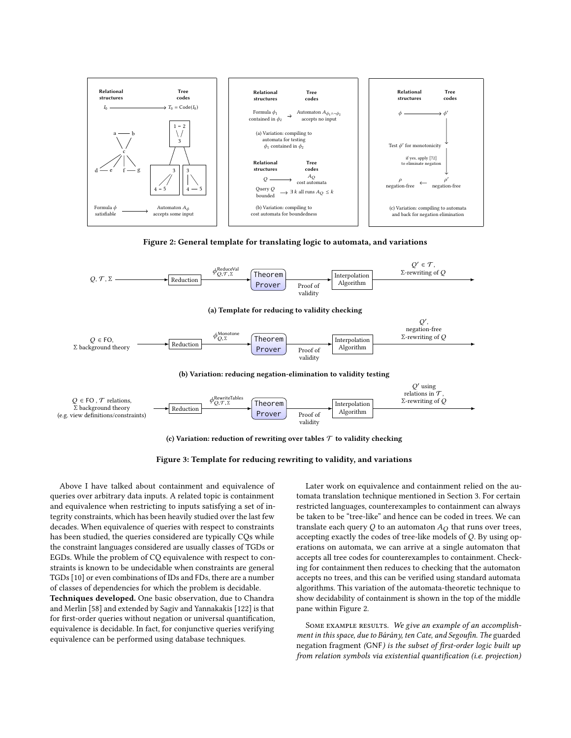**Figure 2: General template for translating logic to automata, and variations**

**(a) Template for reducing to validity checking**

**(b) Variation: reducing negation-elimination to validity testing**

**(c) Variation: reduction of rewriting over tables $\mathcal{T}$ to validity checking**

**Figure 3: Template for reducing rewriting to validity, and variations**

Above I have talked about containment and equivalence of queries over arbitrary data inputs. A related topic is containment and equivalence when restricting to inputs satisfying a set of integrity constraints, which has been heavily studied over the last few decades. When equivalence of queries with respect to constraints has been studied, the queries considered are typically CQs while the constraint languages considered are usually classes of TGDs or EGDs. While the problem of CQ equivalence with respect to constraints is known to be undecidable when constraints are general TGDs [10] or even combinations of IDs and FDs, there are a number of classes of dependencies for which the problem is decidable.

**Techniques developed.** One basic observation, due to Chandra and Merlin [58] and extended by Sagiv and Yannakakis [122] is that for first-order queries without negation or universal quantification, equivalence is decidable. In fact, for conjunctive queries verifying equivalence can be performed using database techniques.

Later work on equivalence and containment relied on the automata translation technique mentioned in Section 3. For certain restricted languages, counterexamples to containment can always be taken to be "tree-like" and hence can be coded in trees. We can translate each query $Q$ to an automaton $A_Q$ that runs over trees, accepting exactly the codes of tree-like models of $Q$. By using operations on automata, we can arrive at a single automaton that accepts all tree codes for counterexamples to containment. Checking for containment then reduces to checking that the automaton accepts no trees, and this can be verified using standard automata algorithms. This variation of the automata-theoretic technique to show decidability of containment is shown in the top of the middle pane within Figure 2.

Some example results. *We give an example of an accomplishment in this space, due to Bárány, ten Cate, and Segoufin. The* guarded negation fragment (GNF) *is the subset of first-order logic built up from relation symbols via existential quantification (i.e. projection)*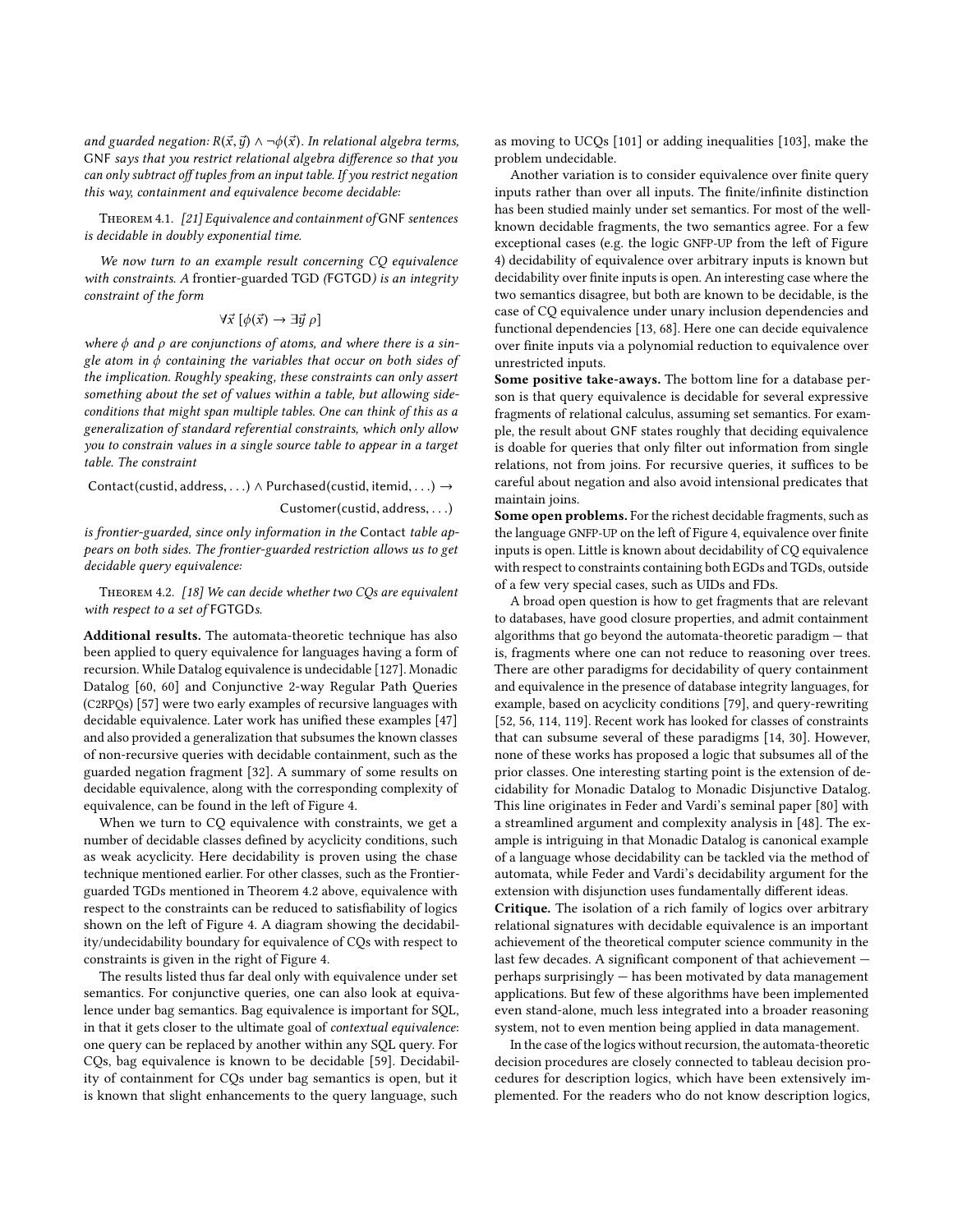*and guarded negation: $R(\vec{x}, \vec{y}) \wedge \neg\phi(\vec{x})$. In relational algebra terms,* GNF *says that you restrict relational algebra difference so that you can only subtract off tuples from an input table. If you restrict negation this way, containment and equivalence become decidable:*

Theorem 4.1. *[21] Equivalence and containment of* GNF *sentences is decidable in doubly exponential time.*

*We now turn to an example result concerning CQ equivalence with constraints. A* frontier-guarded TGD *(*FGTGD*) is an integrity constraint of the form*

$$\forall \vec{x}\ [\phi(\vec{x}) \rightarrow \exists \vec{y}\ \rho]$$

*where $\phi$ and $\rho$ are conjunctions of atoms, and where there is a single atom in $\phi$ containing the variables that occur on both sides of the implication. Roughly speaking, these constraints can only assert something about the set of values within a table, but allowing side-conditions that might span multiple tables. One can think of this as a generalization of standard referential constraints, which only allow you to constrain values in a single source table to appear in a target table. The constraint*

$$\text{Contact}(\text{custid}, \text{address}, \ldots) \wedge \text{Purchased}(\text{custid}, \text{itemid}, \ldots) \rightarrow \text{Customer}(\text{custid}, \text{address}, \ldots)$$

*is frontier-guarded, since only information in the* Contact *table appears on both sides. The frontier-guarded restriction allows us to get decidable query equivalence:*

Theorem 4.2. *[18] We can decide whether two CQs are equivalent with respect to a set of* FGTGD*s.*

**Additional results.** The automata-theoretic technique has also been applied to query equivalence for languages having a form of recursion. While Datalog equivalence is undecidable [127]. Monadic Datalog [60, 60] and Conjunctive 2-way Regular Path Queries (C2RPQs) [57] were two early examples of recursive languages with decidable equivalence. Later work has unified these examples [47] and also provided a generalization that subsumes the known classes of non-recursive queries with decidable containment, such as the guarded negation fragment [32]. A summary of some results on decidable equivalence, along with the corresponding complexity of equivalence, can be found in the left of Figure 4.

When we turn to CQ equivalence with constraints, we get a number of decidable classes defined by acyclicity conditions, such as weak acyclicity. Here decidability is proven using the chase technique mentioned earlier. For other classes, such as the Frontier-guarded TGDs mentioned in Theorem 4.2 above, equivalence with respect to the constraints can be reduced to satisfiability of logics shown on the left of Figure 4. A diagram showing the decidability/undecidability boundary for equivalence of CQs with respect to constraints is given in the right of Figure 4.

The results listed thus far deal only with equivalence under set semantics. For conjunctive queries, one can also look at equivalence under bag semantics. Bag equivalence is important for SQL, in that it gets closer to the ultimate goal of *contextual equivalence*: one query can be replaced by another within any SQL query. For CQs, bag equivalence is known to be decidable [59]. Decidability of containment for CQs under bag semantics is open, but it is known that slight enhancements to the query language, such as moving to UCQs [101] or adding inequalities [103], make the problem undecidable.

Another variation is to consider equivalence over finite query inputs rather than over all inputs. The finite/infinite distinction has been studied mainly under set semantics. For most of the well-known decidable fragments, the two semantics agree. For a few exceptional cases (e.g. the logic GNFP-UP from the left of Figure 4) decidability of equivalence over arbitrary inputs is known but decidability over finite inputs is open. An interesting case where the two semantics disagree, but both are known to be decidable, is the case of CQ equivalence under unary inclusion dependencies and functional dependencies [13, 68]. Here one can decide equivalence over finite inputs via a polynomial reduction to equivalence over unrestricted inputs.

**Some positive take-aways.** The bottom line for a database person is that query equivalence is decidable for several expressive fragments of relational calculus, assuming set semantics. For example, the result about GNF states roughly that deciding equivalence is doable for queries that only filter out information from single relations, not from joins. For recursive queries, it suffices to be careful about negation and also avoid intensional predicates that maintain joins.

**Some open problems.** For the richest decidable fragments, such as the language GNFP-UP on the left of Figure 4, equivalence over finite inputs is open. Little is known about decidability of CQ equivalence with respect to constraints containing both EGDs and TGDs, outside of a few very special cases, such as UIDs and FDs.

A broad open question is how to get fragments that are relevant to databases, have good closure properties, and admit containment algorithms that go beyond the automata-theoretic paradigm — that is, fragments where one can not reduce to reasoning over trees. There are other paradigms for decidability of query containment and equivalence in the presence of database integrity languages, for example, based on acyclicity conditions [79], and query-rewriting [52, 56, 114, 119]. Recent work has looked for classes of constraints that can subsume several of these paradigms [14, 30]. However, none of these works has proposed a logic that subsumes all of the prior classes. One interesting starting point is the extension of decidability for Monadic Datalog to Monadic Disjunctive Datalog. This line originates in Feder and Vardi's seminal paper [80] with a streamlined argument and complexity analysis in [48]. The example is intriguing in that Monadic Datalog is canonical example of a language whose decidability can be tackled via the method of automata, while Feder and Vardi's decidability argument for the extension with disjunction uses fundamentally different ideas.

**Critique.** The isolation of a rich family of logics over arbitrary relational signatures with decidable equivalence is an important achievement of the theoretical computer science community in the last few decades. A significant component of that achievement — perhaps surprisingly — has been motivated by data management applications. But few of these algorithms have been implemented even stand-alone, much less integrated into a broader reasoning system, not to even mention being applied in data management.

In the case of the logics without recursion, the automata-theoretic decision procedures are closely connected to tableau decision procedures for description logics, which have been extensively implemented. For the readers who do not know description logics,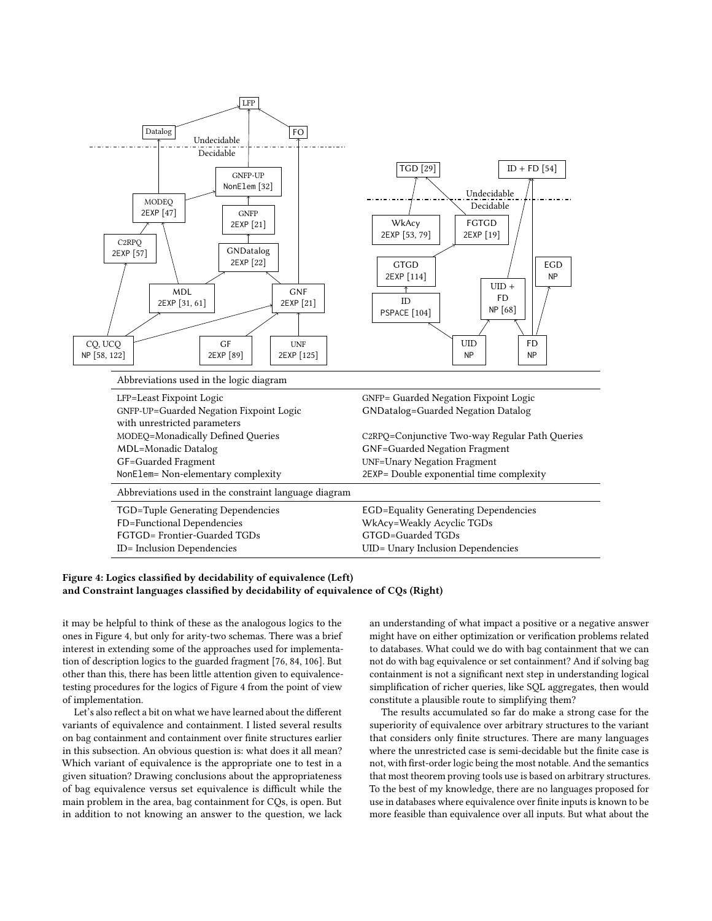Abbreviations used in the logic diagram

| | |
|---|---|
| LFP=Least Fixpoint Logic | GNFP= Guarded Negation Fixpoint Logic |
| GNFP-UP=Guarded Negation Fixpoint Logic with unrestricted parameters | GNDatalog=Guarded Negation Datalog |
| MODEQ=Monadically Defined Queries | C2RPQ=Conjunctive Two-way Regular Path Queries |
| MDL=Monadic Datalog | GNF=Guarded Negation Fragment |
| GF=Guarded Fragment | UNF=Unary Negation Fragment |
| NonElem= Non-elementary complexity | 2EXP= Double exponential time complexity |

Abbreviations used in the constraint language diagram

| | |
|---|---|
| TGD=Tuple Generating Dependencies | EGD=Equality Generating Dependencies |
| FD=Functional Dependencies | WkAcy=Weakly Acyclic TGDs |
| FGTGD= Frontier-Guarded TGDs | GTGD=Guarded TGDs |
| ID= Inclusion Dependencies | UID= Unary Inclusion Dependencies |

**Figure 4: Logics classified by decidability of equivalence (Left) and Constraint languages classified by decidability of equivalence of CQs (Right)**

it may be helpful to think of these as the analogous logics to the ones in Figure 4, but only for arity-two schemas. There was a brief interest in extending some of the approaches used for implementation of description logics to the guarded fragment [76, 84, 106]. But other than this, there has been little attention given to equivalence-testing procedures for the logics of Figure 4 from the point of view of implementation.

Let's also reflect a bit on what we have learned about the different variants of equivalence and containment. I listed several results on bag containment and containment over finite structures earlier in this subsection. An obvious question is: what does it all mean? Which variant of equivalence is the appropriate one to test in a given situation? Drawing conclusions about the appropriateness of bag equivalence versus set equivalence is difficult while the main problem in the area, bag containment for CQs, is open. But in addition to not knowing an answer to the question, we lack an understanding of what impact a positive or a negative answer might have on either optimization or verification problems related to databases. What could we do with bag containment that we can not do with bag equivalence or set containment? And if solving bag containment is not a significant next step in understanding logical simplification of richer queries, like SQL aggregates, then would constitute a plausible route to simplifying them?

The results accumulated so far do make a strong case for the superiority of equivalence over arbitrary structures to the variant that considers only finite structures. There are many languages where the unrestricted case is semi-decidable but the finite case is not, with first-order logic being the most notable. And the semantics that most theorem proving tools use is based on arbitrary structures. To the best of my knowledge, there are no languages proposed for use in databases where equivalence over finite inputs is known to be more feasible than equivalence over all inputs. But what about the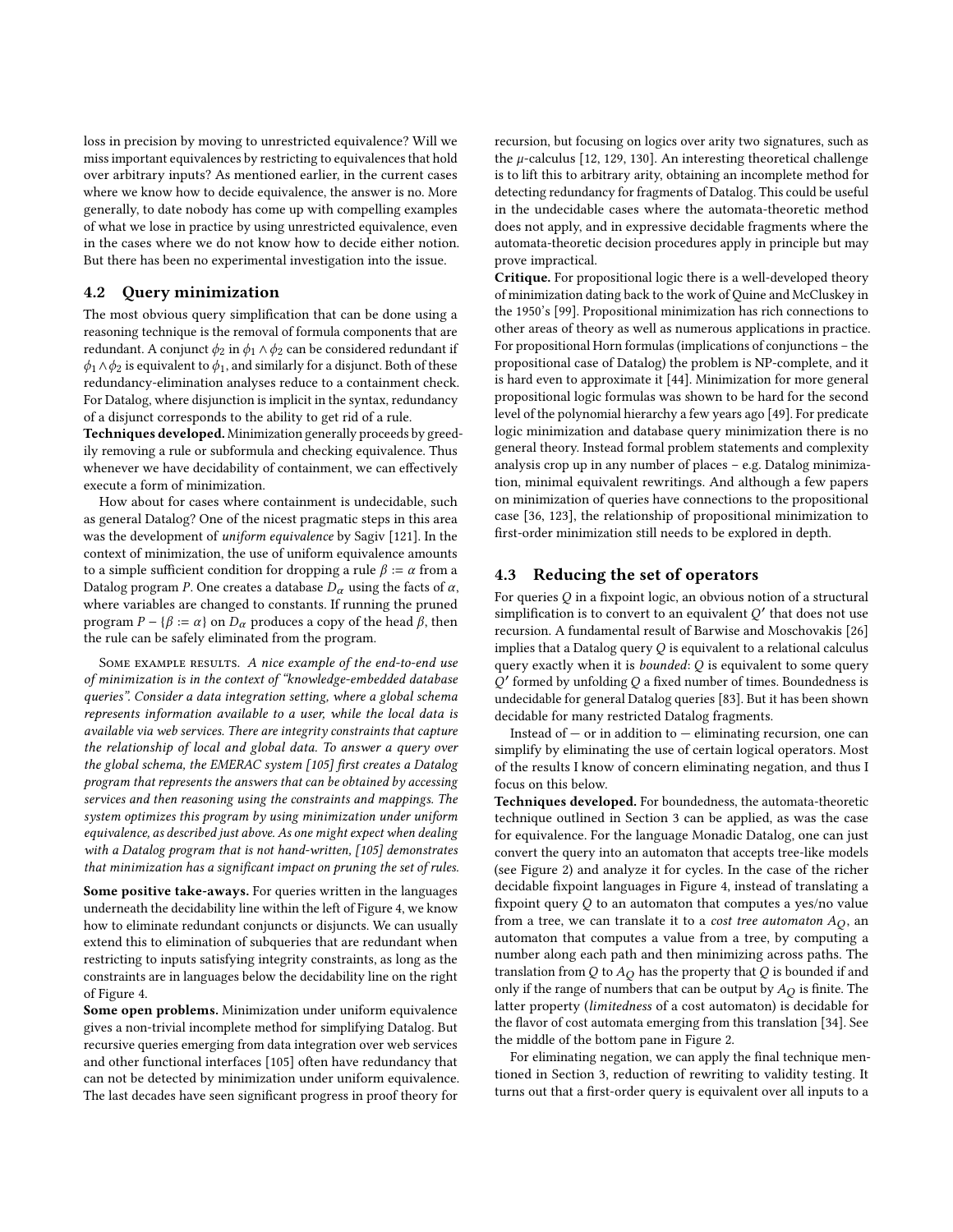loss in precision by moving to unrestricted equivalence? Will we miss important equivalences by restricting to equivalences that hold over arbitrary inputs? As mentioned earlier, in the current cases where we know how to decide equivalence, the answer is no. More generally, to date nobody has come up with compelling examples of what we lose in practice by using unrestricted equivalence, even in the cases where we do not know how to decide either notion. But there has been no experimental investigation into the issue.

## 4.2 Query minimization

The most obvious query simplification that can be done using a reasoning technique is the removal of formula components that are redundant. A conjunct $\phi_2$ in $\phi_1 \wedge \phi_2$ can be considered redundant if $\phi_1 \wedge \phi_2$ is equivalent to $\phi_1$, and similarly for a disjunct. Both of these redundancy-elimination analyses reduce to a containment check. For Datalog, where disjunction is implicit in the syntax, redundancy of a disjunct corresponds to the ability to get rid of a rule.

**Techniques developed.** Minimization generally proceeds by greedily removing a rule or subformula and checking equivalence. Thus whenever we have decidability of containment, we can effectively execute a form of minimization.

How about for cases where containment is undecidable, such as general Datalog? One of the nicest pragmatic steps in this area was the development of *uniform equivalence* by Sagiv [121]. In the context of minimization, the use of uniform equivalence amounts to a simple sufficient condition for dropping a rule $\beta := \alpha$ from a Datalog program $P$. One creates a database $D_\alpha$ using the facts of $\alpha$, where variables are changed to constants. If running the pruned program $P - \{\beta := \alpha\}$ on $D_\alpha$ produces a copy of the head $\beta$, then the rule can be safely eliminated from the program.

Some example results. *A nice example of the end-to-end use of minimization is in the context of "knowledge-embedded database queries". Consider a data integration setting, where a global schema represents information available to a user, while the local data is available via web services. There are integrity constraints that capture the relationship of local and global data. To answer a query over the global schema, the EMERAC system [105] first creates a Datalog program that represents the answers that can be obtained by accessing services and then reasoning using the constraints and mappings. The system optimizes this program by using minimization under uniform equivalence, as described just above. As one might expect when dealing with a Datalog program that is not hand-written, [105] demonstrates that minimization has a significant impact on pruning the set of rules.*

**Some positive take-aways.** For queries written in the languages underneath the decidability line within the left of Figure 4, we know how to eliminate redundant conjuncts or disjuncts. We can usually extend this to elimination of subqueries that are redundant when restricting to inputs satisfying integrity constraints, as long as the constraints are in languages below the decidability line on the right of Figure 4.

**Some open problems.** Minimization under uniform equivalence gives a non-trivial incomplete method for simplifying Datalog. But recursive queries emerging from data integration over web services and other functional interfaces [105] often have redundancy that can not be detected by minimization under uniform equivalence. The last decades have seen significant progress in proof theory for recursion, but focusing on logics over arity two signatures, such as the $\mu$-calculus [12, 129, 130]. An interesting theoretical challenge is to lift this to arbitrary arity, obtaining an incomplete method for detecting redundancy for fragments of Datalog. This could be useful in the undecidable cases where the automata-theoretic method does not apply, and in expressive decidable fragments where the automata-theoretic decision procedures apply in principle but may prove impractical.

**Critique.** For propositional logic there is a well-developed theory of minimization dating back to the work of Quine and McCluskey in the 1950's [99]. Propositional minimization has rich connections to other areas of theory as well as numerous applications in practice. For propositional Horn formulas (implications of conjunctions – the propositional case of Datalog) the problem is NP-complete, and it is hard even to approximate it [44]. Minimization for more general propositional logic formulas was shown to be hard for the second level of the polynomial hierarchy a few years ago [49]. For predicate logic minimization and database query minimization there is no general theory. Instead formal problem statements and complexity analysis crop up in any number of places – e.g. Datalog minimization, minimal equivalent rewritings. And although a few papers on minimization of queries have connections to the propositional case [36, 123], the relationship of propositional minimization to first-order minimization still needs to be explored in depth.

## 4.3 Reducing the set of operators

For queries $Q$ in a fixpoint logic, an obvious notion of a structural simplification is to convert to an equivalent $Q'$ that does not use recursion. A fundamental result of Barwise and Moschovakis [26] implies that a Datalog query $Q$ is equivalent to a relational calculus query exactly when it is *bounded*: $Q$ is equivalent to some query $Q'$ formed by unfolding $Q$ a fixed number of times. Boundedness is undecidable for general Datalog queries [83]. But it has been shown decidable for many restricted Datalog fragments.

Instead of — or in addition to — eliminating recursion, one can simplify by eliminating the use of certain logical operators. Most of the results I know of concern eliminating negation, and thus I focus on this below.

**Techniques developed.** For boundedness, the automata-theoretic technique outlined in Section 3 can be applied, as was the case for equivalence. For the language Monadic Datalog, one can just convert the query into an automaton that accepts tree-like models (see Figure 2) and analyze it for cycles. In the case of the richer decidable fixpoint languages in Figure 4, instead of translating a fixpoint query $Q$ to an automaton that computes a yes/no value from a tree, we can translate it to a *cost tree automaton* $A_Q$, an automaton that computes a value from a tree, by computing a number along each path and then minimizing across paths. The translation from $Q$ to $A_Q$ has the property that $Q$ is bounded if and only if the range of numbers that can be output by $A_Q$ is finite. The latter property (*limitedness* of a cost automaton) is decidable for the flavor of cost automata emerging from this translation [34]. See the middle of the bottom pane in Figure 2.

For eliminating negation, we can apply the final technique mentioned in Section 3, reduction of rewriting to validity testing. It turns out that a first-order query is equivalent over all inputs to a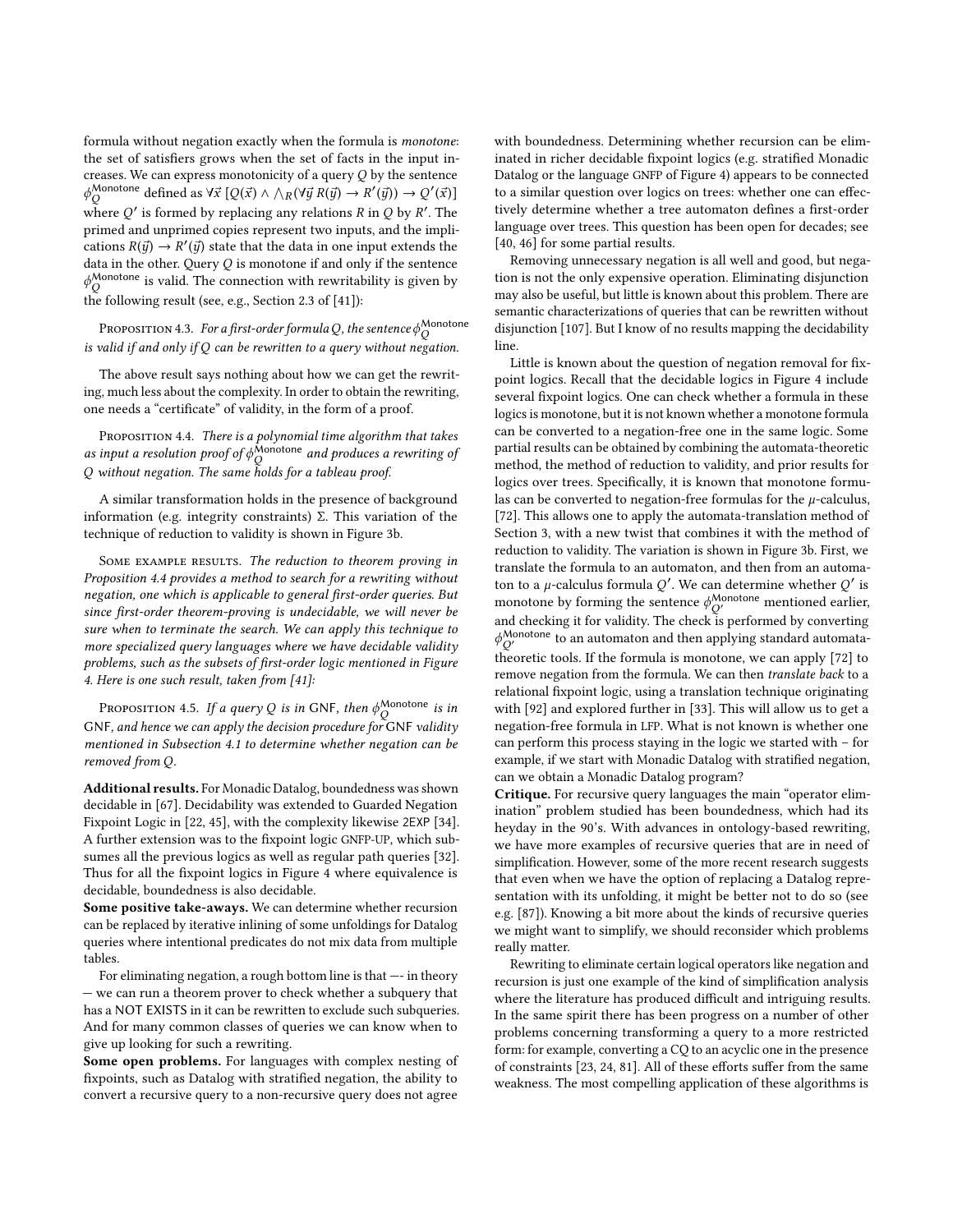formula without negation exactly when the formula is *monotone*: the set of satisfiers grows when the set of facts in the input increases. We can express monotonicity of a query $Q$ by the sentence $\phi_Q^{\mathsf{Monotone}}$ defined as $\forall \vec{x}\ [Q(\vec{x}) \wedge \bigwedge_R (\forall \vec{y}\ R(\vec{y}) \rightarrow R'(\vec{y})) \rightarrow Q'(\vec{x})]$ where $Q'$ is formed by replacing any relations $R$ in $Q$ by $R'$. The primed and unprimed copies represent two inputs, and the implications $R(\vec{y}) \rightarrow R'(\vec{y})$ state that the data in one input extends the data in the other. Query $Q$ is monotone if and only if the sentence $\phi_Q^{\mathsf{Monotone}}$ is valid. The connection with rewritability is given by the following result (see, e.g., Section 2.3 of [41]):

Proposition 4.3. *For a first-order formula $Q$, the sentence $\phi_Q^{\mathsf{Monotone}}$ is valid if and only if $Q$ can be rewritten to a query without negation.*

The above result says nothing about how we can get the rewriting, much less about the complexity. In order to obtain the rewriting, one needs a "certificate" of validity, in the form of a proof.

Proposition 4.4. *There is a polynomial time algorithm that takes as input a resolution proof of $\phi_Q^{\mathsf{Monotone}}$ and produces a rewriting of $Q$ without negation. The same holds for a tableau proof.*

A similar transformation holds in the presence of background information (e.g. integrity constraints) $\Sigma$. This variation of the technique of reduction to validity is shown in Figure 3b.

Some example results. *The reduction to theorem proving in Proposition 4.4 provides a method to search for a rewriting without negation, one which is applicable to general first-order queries. But since first-order theorem-proving is undecidable, we will never be sure when to terminate the search. We can apply this technique to more specialized query languages where we have decidable validity problems, such as the subsets of first-order logic mentioned in Figure 4. Here is one such result, taken from [41]:*

Proposition 4.5. *If a query $Q$ is in* GNF*, then $\phi_Q^{\mathsf{Monotone}}$ is in* GNF*, and hence we can apply the decision procedure for* GNF *validity mentioned in Subsection 4.1 to determine whether negation can be removed from $Q$.*

**Additional results.** For Monadic Datalog, boundedness was shown decidable in [67]. Decidability was extended to Guarded Negation Fixpoint Logic in [22, 45], with the complexity likewise 2EXP [34]. A further extension was to the fixpoint logic GNFP-UP, which subsumes all the previous logics as well as regular path queries [32]. Thus for all the fixpoint logics in Figure 4 where equivalence is decidable, boundedness is also decidable.

**Some positive take-aways.** We can determine whether recursion can be replaced by iterative inlining of some unfoldings for Datalog queries where intentional predicates do not mix data from multiple tables.

For eliminating negation, a rough bottom line is that —- in theory — we can run a theorem prover to check whether a subquery that has a NOT EXISTS in it can be rewritten to exclude such subqueries. And for many common classes of queries we can know when to give up looking for such a rewriting.

**Some open problems.** For languages with complex nesting of fixpoints, such as Datalog with stratified negation, the ability to convert a recursive query to a non-recursive query does not agree with boundedness. Determining whether recursion can be eliminated in richer decidable fixpoint logics (e.g. stratified Monadic Datalog or the language GNFP of Figure 4) appears to be connected to a similar question over logics on trees: whether one can effectively determine whether a tree automaton defines a first-order language over trees. This question has been open for decades; see [40, 46] for some partial results.

Removing unnecessary negation is all well and good, but negation is not the only expensive operation. Eliminating disjunction may also be useful, but little is known about this problem. There are semantic characterizations of queries that can be rewritten without disjunction [107]. But I know of no results mapping the decidability line.

Little is known about the question of negation removal for fixpoint logics. Recall that the decidable logics in Figure 4 include several fixpoint logics. One can check whether a formula in these logics is monotone, but it is not known whether a monotone formula can be converted to a negation-free one in the same logic. Some partial results can be obtained by combining the automata-theoretic method, the method of reduction to validity, and prior results for logics over trees. Specifically, it is known that monotone formulas can be converted to negation-free formulas for the $\mu$-calculus, [72]. This allows one to apply the automata-translation method of Section 3, with a new twist that combines it with the method of reduction to validity. The variation is shown in Figure 3b. First, we translate the formula to an automaton, and then from an automaton to a $\mu$-calculus formula $Q'$. We can determine whether $Q'$ is monotone by forming the sentence $\phi_{Q'}^{\mathsf{Monotone}}$ mentioned earlier, and checking it for validity. The check is performed by converting $\phi_{Q'}^{\mathsf{Monotone}}$ to an automaton and then applying standard automata-theoretic tools. If the formula is monotone, we can apply [72] to remove negation from the formula. We can then *translate back* to a relational fixpoint logic, using a translation technique originating with [92] and explored further in [33]. This will allow us to get a negation-free formula in LFP. What is not known is whether one can perform this process staying in the logic we started with – for example, if we start with Monadic Datalog with stratified negation, can we obtain a Monadic Datalog program?

**Critique.** For recursive query languages the main "operator elimination" problem studied has been boundedness, which had its heyday in the 90's. With advances in ontology-based rewriting, we have more examples of recursive queries that are in need of simplification. However, some of the more recent research suggests that even when we have the option of replacing a Datalog representation with its unfolding, it might be better not to do so (see e.g. [87]). Knowing a bit more about the kinds of recursive queries we might want to simplify, we should reconsider which problems really matter.

Rewriting to eliminate certain logical operators like negation and recursion is just one example of the kind of simplification analysis where the literature has produced difficult and intriguing results. In the same spirit there has been progress on a number of other problems concerning transforming a query to a more restricted form: for example, converting a CQ to an acyclic one in the presence of constraints [23, 24, 81]. All of these efforts suffer from the same weakness. The most compelling application of these algorithms is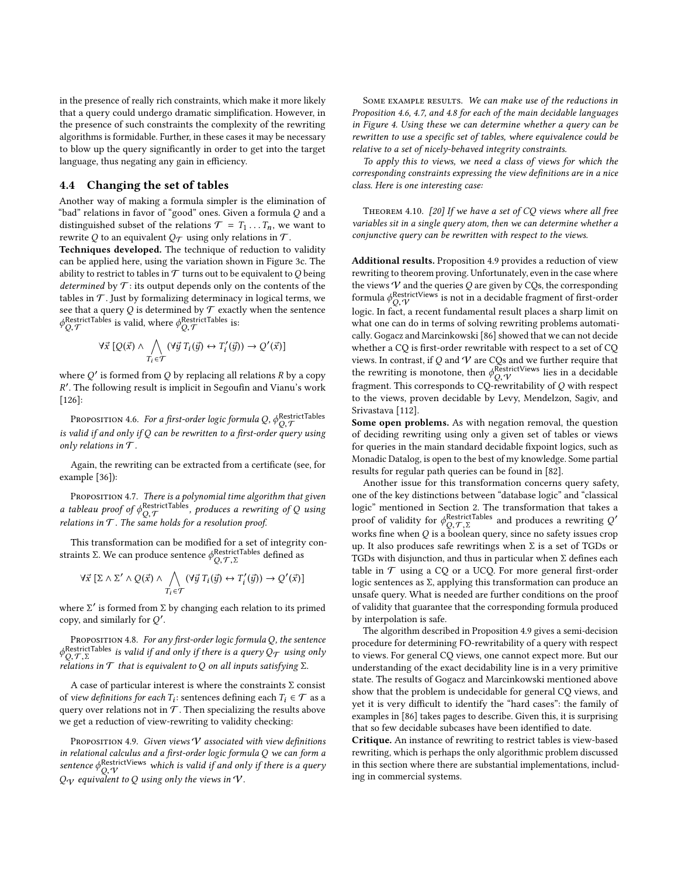in the presence of really rich constraints, which make it more likely that a query could undergo dramatic simplification. However, in the presence of such constraints the complexity of the rewriting algorithms is formidable. Further, in these cases it may be necessary to blow up the query significantly in order to get into the target language, thus negating any gain in efficiency.

## 4.4 Changing the set of tables

Another way of making a formula simpler is the elimination of "bad" relations in favor of "good" ones. Given a formula $Q$ and a distinguished subset of the relations $\mathcal{T} = T_1 \ldots T_n$, we want to rewrite $Q$ to an equivalent $Q_{\mathcal{T}}$ using only relations in $\mathcal{T}$.

**Techniques developed.** The technique of reduction to validity can be applied here, using the variation shown in Figure 3c. The ability to restrict to tables in $\mathcal{T}$ turns out to be equivalent to $Q$ being *determined* by $\mathcal{T}$: its output depends only on the contents of the tables in $\mathcal{T}$. Just by formalizing determinacy in logical terms, we see that a query $Q$ is determined by $\mathcal{T}$ exactly when the sentence $\phi^{\mathsf{RestrictTables}}_{Q,\mathcal{T}}$ is valid, where $\phi^{\mathsf{RestrictTables}}_{Q,\mathcal{T}}$ is:

$$\forall \vec{x}\ [Q(\vec{x}) \wedge \bigwedge_{T_i \in \mathcal{T}} (\forall \vec{y}\ T_i(\vec{y}) \leftrightarrow T_i'(\vec{y})) \rightarrow Q'(\vec{x})]$$

where $Q'$ is formed from $Q$ by replacing all relations $R$ by a copy $R'$. The following result is implicit in Segoufin and Vianu's work [126]:

Proposition 4.6. *For a first-order logic formula $Q$, $\phi^{\mathsf{RestrictTables}}_{Q,\mathcal{T}}$ is valid if and only if $Q$ can be rewritten to a first-order query using only relations in $\mathcal{T}$.*

Again, the rewriting can be extracted from a certificate (see, for example [36]):

Proposition 4.7. *There is a polynomial time algorithm that given a tableau proof of $\phi^{\mathsf{RestrictTables}}_{Q,\mathcal{T}}$, produces a rewriting of $Q$ using relations in $\mathcal{T}$. The same holds for a resolution proof.*

This transformation can be modified for a set of integrity constraints $\Sigma$. We can produce sentence $\phi^{\mathsf{RestrictTables}}_{Q,\mathcal{T},\Sigma}$ defined as

$$\forall \vec{x}\ [\Sigma \wedge \Sigma' \wedge Q(\vec{x}) \wedge \bigwedge_{T_i \in \mathcal{T}} (\forall \vec{y}\ T_i(\vec{y}) \leftrightarrow T_i'(\vec{y})) \rightarrow Q'(\vec{x})]$$

where $\Sigma'$ is formed from $\Sigma$ by changing each relation to its primed copy, and similarly for $Q'$.

Proposition 4.8. *For any first-order logic formula $Q$, the sentence $\phi^{\mathsf{RestrictTables}}_{Q,\mathcal{T},\Sigma}$ is valid if and only if there is a query $Q_{\mathcal{T}}$ using only relations in $\mathcal{T}$ that is equivalent to $Q$ on all inputs satisfying $\Sigma$.*

A case of particular interest is where the constraints $\Sigma$ consist of *view definitions for each $T_i$*: sentences defining each $T_i \in \mathcal{T}$ as a query over relations not in $\mathcal{T}$. Then specializing the results above we get a reduction of view-rewriting to validity checking:

Proposition 4.9. *Given views $\mathcal{V}$ associated with view definitions in relational calculus and a first-order logic formula $Q$ we can form a sentence $\phi^{\mathsf{RestrictViews}}_{Q,\mathcal{V}}$ which is valid if and only if there is a query $Q_{\mathcal{V}}$ equivalent to $Q$ using only the views in $\mathcal{V}$.*

Some example results. *We can make use of the reductions in Proposition 4.6, 4.7, and 4.8 for each of the main decidable languages in Figure 4. Using these we can determine whether a query can be rewritten to use a specific set of tables, where equivalence could be relative to a set of nicely-behaved integrity constraints.*

*To apply this to views, we need a class of views for which the corresponding constraints expressing the view definitions are in a nice class. Here is one interesting case:*

Theorem 4.10. *[20] If we have a set of CQ views where all free variables sit in a single query atom, then we can determine whether a conjunctive query can be rewritten with respect to the views.*

**Additional results.** Proposition 4.9 provides a reduction of view rewriting to theorem proving. Unfortunately, even in the case where the views $\mathcal{V}$ and the queries $Q$ are given by CQs, the corresponding formula $\phi^{\mathsf{RestrictViews}}_{Q,\mathcal{V}}$ is not in a decidable fragment of first-order logic. In fact, a recent fundamental result places a sharp limit on what one can do in terms of solving rewriting problems automatically. Gogacz and Marcinkowski [86] showed that we can not decide whether a CQ is first-order rewritable with respect to a set of CQ views. In contrast, if $Q$ and $\mathcal{V}$ are CQs and we further require that the rewriting is monotone, then $\phi^{\mathsf{RestrictViews}}_{Q,\mathcal{V}}$ lies in a decidable fragment. This corresponds to CQ-rewritability of $Q$ with respect to the views, proven decidable by Levy, Mendelzon, Sagiv, and Srivastava [112].

**Some open problems.** As with negation removal, the question of deciding rewriting using only a given set of tables or views for queries in the main standard decidable fixpoint logics, such as Monadic Datalog, is open to the best of my knowledge. Some partial results for regular path queries can be found in [82].

Another issue for this transformation concerns query safety, one of the key distinctions between "database logic" and "classical logic" mentioned in Section 2. The transformation that takes a proof of validity for $\phi^{\mathsf{RestrictTables}}_{Q,\mathcal{T},\Sigma}$ and produces a rewriting $Q'$ works fine when $Q$ is a boolean query, since no safety issues crop up. It also produces safe rewritings when $\Sigma$ is a set of TGDs or TGDs with disjunction, and thus in particular when $\Sigma$ defines each table in $\mathcal{T}$ using a CQ or a UCQ. For more general first-order logic sentences as $\Sigma$, applying this transformation can produce an unsafe query. What is needed are further conditions on the proof of validity that guarantee that the corresponding formula produced by interpolation is safe.

The algorithm described in Proposition 4.9 gives a semi-decision procedure for determining FO-rewritability of a query with respect to views. For general CQ views, one cannot expect more. But our understanding of the exact decidability line is in a very primitive state. The results of Gogacz and Marcinkowski mentioned above show that the problem is undecidable for general CQ views, and yet it is very difficult to identify the "hard cases": the family of examples in [86] takes pages to describe. Given this, it is surprising that so few decidable subcases have been identified to date.

**Critique.** An instance of rewriting to restrict tables is view-based rewriting, which is perhaps the only algorithmic problem discussed in this section where there are substantial implementations, including in commercial systems.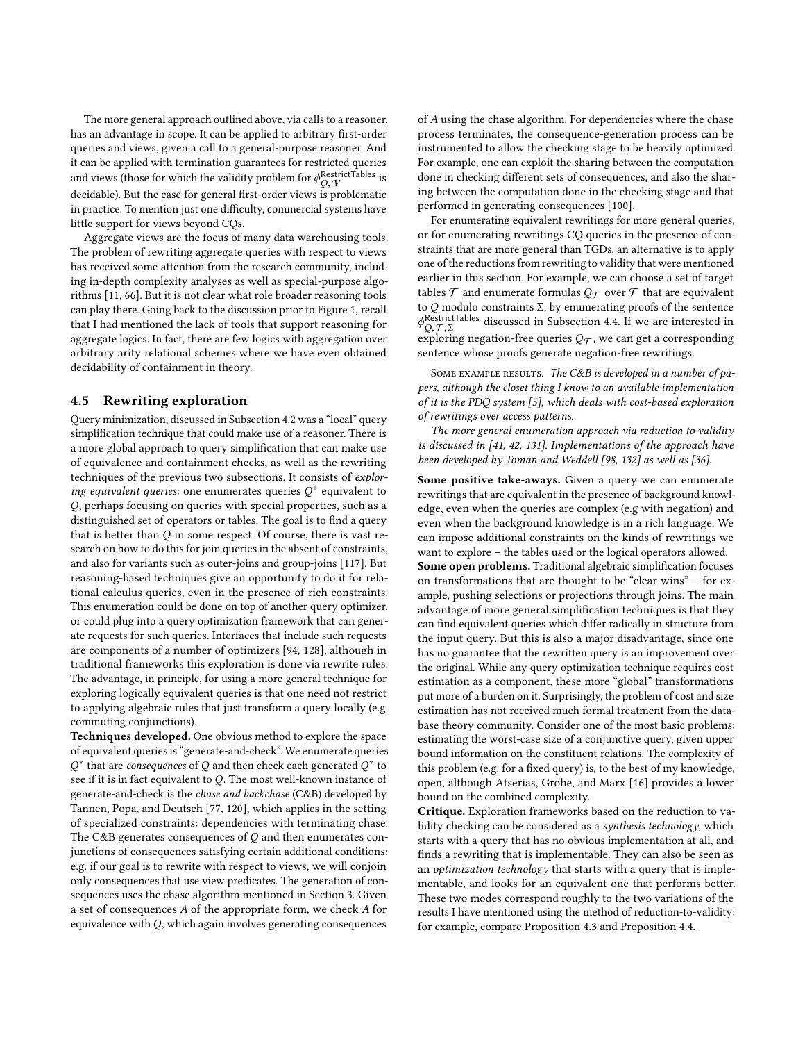The more general approach outlined above, via calls to a reasoner, has an advantage in scope. It can be applied to arbitrary first-order queries and views, given a call to a general-purpose reasoner. And it can be applied with termination guarantees for restricted queries and views (those for which the validity problem for $\phi^{\mathsf{RestrictTables}}_{Q,\mathcal{V}}$ is decidable). But the case for general first-order views is problematic in practice. To mention just one difficulty, commercial systems have little support for views beyond CQs.

Aggregate views are the focus of many data warehousing tools. The problem of rewriting aggregate queries with respect to views has received some attention from the research community, including in-depth complexity analyses as well as special-purpose algorithms [11, 66]. But it is not clear what role broader reasoning tools can play there. Going back to the discussion prior to Figure 1, recall that I had mentioned the lack of tools that support reasoning for aggregate logics. In fact, there are few logics with aggregation over arbitrary arity relational schemes where we have even obtained decidability of containment in theory.

## 4.5 Rewriting exploration

Query minimization, discussed in Subsection 4.2 was a "local" query simplification technique that could make use of a reasoner. There is a more global approach to query simplification that can make use of equivalence and containment checks, as well as the rewriting techniques of the previous two subsections. It consists of *exploring equivalent queries*: one enumerates queries $Q^*$ equivalent to $Q$, perhaps focusing on queries with special properties, such as a distinguished set of operators or tables. The goal is to find a query that is better than $Q$ in some respect. Of course, there is vast research on how to do this for join queries in the absence of constraints, and also for variants such as outer-joins and group-joins [117]. But reasoning-based techniques give an opportunity to do it for relational calculus queries, even in the presence of rich constraints. This enumeration could be done on top of another query optimizer, or could plug into a query optimization framework that can generate requests for such queries. Interfaces that include such requests are components of a number of optimizers [94, 128], although in traditional frameworks this exploration is done via rewrite rules. The advantage, in principle, for using a more general technique for exploring logically equivalent queries is that one need not restrict to applying algebraic rules that just transform a query locally (e.g. commuting conjunctions).

**Techniques developed.** One obvious method to explore the space of equivalent queries is "generate-and-check". We enumerate queries $Q^*$ that are *consequences* of $Q$ and then check each generated $Q^*$ to see if it is in fact equivalent to $Q$. The most well-known instance of generate-and-check is the *chase and backchase* (C&B) developed by Tannen, Popa, and Deutsch [77, 120], which applies in the setting of specialized constraints: dependencies with terminating chase. The C&B generates consequences of $Q$ and then enumerates conjunctions of consequences satisfying certain additional conditions: e.g. if our goal is to rewrite with respect to views, we will conjoin only consequences that use view predicates. The generation of consequences uses the chase algorithm mentioned in Section 3. Given a set of consequences $A$ of the appropriate form, we check $A$ for equivalence with $Q$, which again involves generating consequences of $A$ using the chase algorithm. For dependencies where the chase process terminates, the consequence-generation process can be instrumented to allow the checking stage to be heavily optimized. For example, one can exploit the sharing between the computation done in checking different sets of consequences, and also the sharing between the computation done in the checking stage and that performed in generating consequences [100].

For enumerating equivalent rewritings for more general queries, or for enumerating rewritings CQ queries in the presence of constraints that are more general than TGDs, an alternative is to apply one of the reductions from rewriting to validity that were mentioned earlier in this section. For example, we can choose a set of target tables $\mathcal{T}$ and enumerate formulas $Q_{\mathcal{T}}$ over $\mathcal{T}$ that are equivalent to $Q$ modulo constraints $\Sigma$, by enumerating proofs of the sentence $\phi^{\mathsf{RestrictTables}}_{Q,\mathcal{T},\Sigma}$ discussed in Subsection 4.4. If we are interested in exploring negation-free queries $Q_{\mathcal{T}}$, we can get a corresponding sentence whose proofs generate negation-free rewritings.

Some example results. *The C&B is developed in a number of papers, although the closet thing I know to an available implementation of it is the PDQ system [5], which deals with cost-based exploration of rewritings over access patterns.*

*The more general enumeration approach via reduction to validity is discussed in [41, 42, 131]. Implementations of the approach have been developed by Toman and Weddell [98, 132] as well as [36].*

**Some positive take-aways.** Given a query we can enumerate rewritings that are equivalent in the presence of background knowledge, even when the queries are complex (e.g with negation) and even when the background knowledge is in a rich language. We can impose additional constraints on the kinds of rewritings we want to explore – the tables used or the logical operators allowed.

**Some open problems.** Traditional algebraic simplification focuses on transformations that are thought to be "clear wins" – for example, pushing selections or projections through joins. The main advantage of more general simplification techniques is that they can find equivalent queries which differ radically in structure from the input query. But this is also a major disadvantage, since one has no guarantee that the rewritten query is an improvement over the original. While any query optimization technique requires cost estimation as a component, these more "global" transformations put more of a burden on it. Surprisingly, the problem of cost and size estimation has not received much formal treatment from the database theory community. Consider one of the most basic problems: estimating the worst-case size of a conjunctive query, given upper bound information on the constituent relations. The complexity of this problem (e.g. for a fixed query) is, to the best of my knowledge, open, although Atserias, Grohe, and Marx [16] provides a lower bound on the combined complexity.

**Critique.** Exploration frameworks based on the reduction to validity checking can be considered as a *synthesis technology*, which starts with a query that has no obvious implementation at all, and finds a rewriting that is implementable. They can also be seen as an *optimization technology* that starts with a query that is implementable, and looks for an equivalent one that performs better. These two modes correspond roughly to the two variations of the results I have mentioned using the method of reduction-to-validity: for example, compare Proposition 4.3 and Proposition 4.4.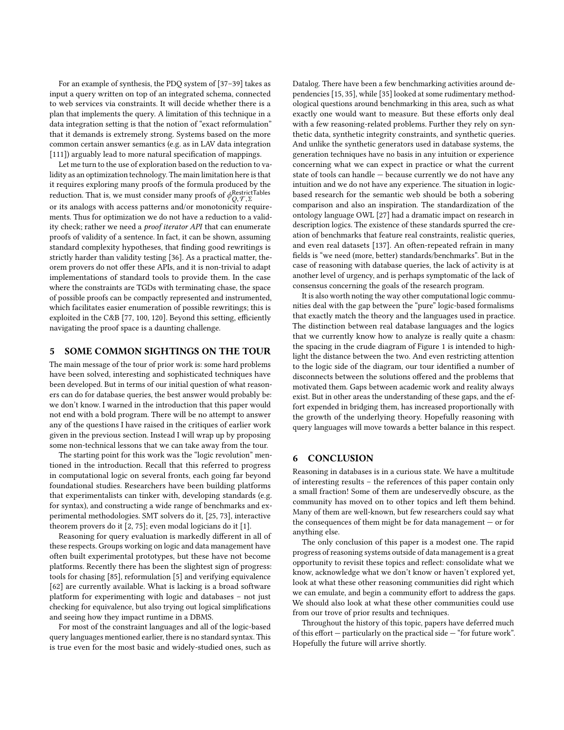For an example of synthesis, the PDQ system of [37–39] takes as input a query written on top of an integrated schema, connected to web services via constraints. It will decide whether there is a plan that implements the query. A limitation of this technique in a data integration setting is that the notion of "exact reformulation" that it demands is extremely strong. Systems based on the more common certain answer semantics (e.g. as in LAV data integration [111]) arguably lead to more natural specification of mappings.

Let me turn to the use of exploration based on the reduction to validity as an optimization technology. The main limitation here is that it requires exploring many proofs of the formula produced by the reduction. That is, we must consider many proofs of $\phi^{\text{RestrictTables}}_{Q,\mathcal{T},\Sigma}$ or its analogs with access patterns and/or monotonicity requirements. Thus for optimization we do not have a reduction to a validity check; rather we need a *proof iterator API* that can enumerate proofs of validity of a sentence. In fact, it can be shown, assuming standard complexity hypotheses, that finding good rewritings is strictly harder than validity testing [36]. As a practical matter, theorem provers do not offer these APIs, and it is non-trivial to adapt implementations of standard tools to provide them. In the case where the constraints are TGDs with terminating chase, the space of possible proofs can be compactly represented and instrumented, which facilitates easier enumeration of possible rewritings; this is exploited in the C&B [77, 100, 120]. Beyond this setting, efficiently navigating the proof space is a daunting challenge.

## 5 SOME COMMON SIGHTINGS ON THE TOUR

The main message of the tour of prior work is: some hard problems have been solved, interesting and sophisticated techniques have been developed. But in terms of our initial question of what reasoners can do for database queries, the best answer would probably be: we don't know. I warned in the introduction that this paper would not end with a bold program. There will be no attempt to answer any of the questions I have raised in the critiques of earlier work given in the previous section. Instead I will wrap up by proposing some non-technical lessons that we can take away from the tour.

The starting point for this work was the "logic revolution" mentioned in the introduction. Recall that this referred to progress in computational logic on several fronts, each going far beyond foundational studies. Researchers have been building platforms that experimentalists can tinker with, developing standards (e.g. for syntax), and constructing a wide range of benchmarks and experimental methodologies. SMT solvers do it, [25, 73], interactive theorem provers do it [2, 75]; even modal logicians do it [1].

Reasoning for query evaluation is markedly different in all of these respects. Groups working on logic and data management have often built experimental prototypes, but these have not become platforms. Recently there has been the slightest sign of progress: tools for chasing [85], reformulation [5] and verifying equivalence [62] are currently available. What is lacking is a broad software platform for experimenting with logic and databases – not just checking for equivalence, but also trying out logical simplifications and seeing how they impact runtime in a DBMS.

For most of the constraint languages and all of the logic-based query languages mentioned earlier, there is no standard syntax. This is true even for the most basic and widely-studied ones, such as Datalog. There have been a few benchmarking activities around dependencies [15, 35], while [35] looked at some rudimentary methodological questions around benchmarking in this area, such as what exactly one would want to measure. But these efforts only deal with a few reasoning-related problems. Further they rely on synthetic data, synthetic integrity constraints, and synthetic queries. And unlike the synthetic generators used in database systems, the generation techniques have no basis in any intuition or experience concerning what we can expect in practice or what the current state of tools can handle — because currently we do not have any intuition and we do not have any experience. The situation in logic-based research for the semantic web should be both a sobering comparison and also an inspiration. The standardization of the ontology language OWL [27] had a dramatic impact on research in description logics. The existence of these standards spurred the creation of benchmarks that feature real constraints, realistic queries, and even real datasets [137]. An often-repeated refrain in many fields is "we need (more, better) standards/benchmarks". But in the case of reasoning with database queries, the lack of activity is at another level of urgency, and is perhaps symptomatic of the lack of consensus concerning the goals of the research program.

It is also worth noting the way other computational logic communities deal with the gap between the "pure" logic-based formalisms that exactly match the theory and the languages used in practice. The distinction between real database languages and the logics that we currently know how to analyze is really quite a chasm: the spacing in the crude diagram of Figure 1 is intended to highlight the distance between the two. And even restricting attention to the logic side of the diagram, our tour identified a number of disconnects between the solutions offered and the problems that motivated them. Gaps between academic work and reality always exist. But in other areas the understanding of these gaps, and the effort expended in bridging them, has increased proportionally with the growth of the underlying theory. Hopefully reasoning with query languages will move towards a better balance in this respect.

## 6 CONCLUSION

Reasoning in databases is in a curious state. We have a multitude of interesting results – the references of this paper contain only a small fraction! Some of them are undeservedly obscure, as the community has moved on to other topics and left them behind. Many of them are well-known, but few researchers could say what the consequences of them might be for data management — or for anything else.

The only conclusion of this paper is a modest one. The rapid progress of reasoning systems outside of data management is a great opportunity to revisit these topics and reflect: consolidate what we know, acknowledge what we don't know or haven't explored yet, look at what these other reasoning communities did right which we can emulate, and begin a community effort to address the gaps. We should also look at what these other communities could use from our trove of prior results and techniques.

Throughout the history of this topic, papers have deferred much of this effort — particularly on the practical side — "for future work". Hopefully the future will arrive shortly.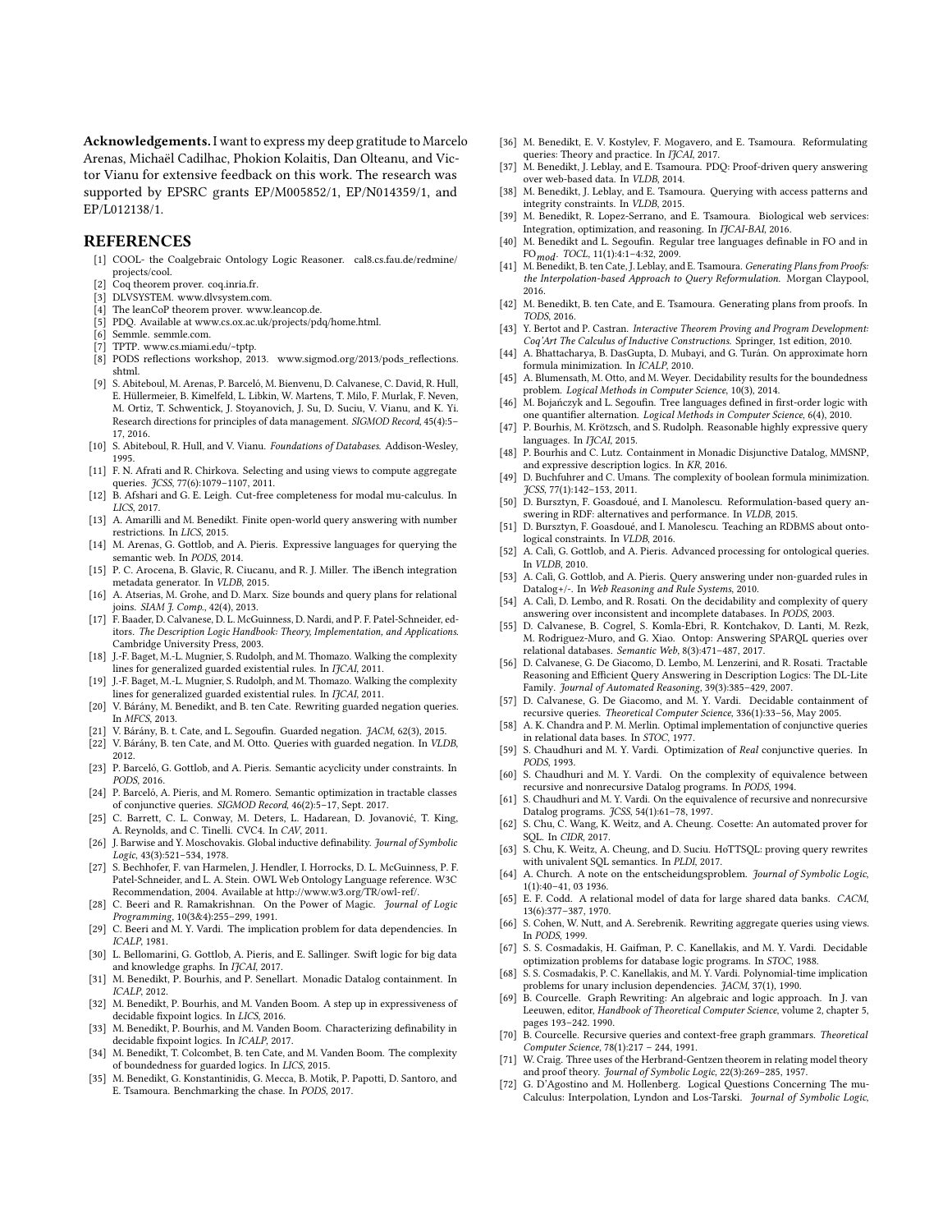**Acknowledgements.** I want to express my deep gratitude to Marcelo Arenas, Michaël Cadilhac, Phokion Kolaitis, Dan Olteanu, and Victor Vianu for extensive feedback on this work. The research was supported by EPSRC grants EP/M005852/1, EP/N014359/1, and EP/L012138/1.

## REFERENCES

[1] COOL- the Coalgebraic Ontology Logic Reasoner. cal8.cs.fau.de/redmine/projects/cool.

[2] Coq theorem prover. coq.inria.fr.

[3] DLVSYSTEM. www.dlvsystem.com.

[4] The leanCoP theorem prover. www.leancop.de.

[5] PDQ. Available at www.cs.ox.ac.uk/projects/pdq/home.html.

[6] Semmle. semmle.com.

[7] TPTP. www.cs.miami.edu/~tptp.

[8] PODS reflections workshop, 2013. www.sigmod.org/2013/pods_reflections.shtml.

[9] S. Abiteboul, M. Arenas, P. Barceló, M. Bienvenu, D. Calvanese, C. David, R. Hull, E. Hüllermeier, B. Kimelfeld, L. Libkin, W. Martens, T. Milo, F. Murlak, F. Neven, M. Ortiz, T. Schwentick, J. Stoyanovich, J. Su, D. Suciu, V. Vianu, and K. Yi. Research directions for principles of data management. *SIGMOD Record*, 45(4):5–17, 2016.

[10] S. Abiteboul, R. Hull, and V. Vianu. *Foundations of Databases*. Addison-Wesley, 1995.

[11] F. N. Afrati and R. Chirkova. Selecting and using views to compute aggregate queries. *JCSS*, 77(6):1079–1107, 2011.

[12] B. Afshari and G. E. Leigh. Cut-free completeness for modal mu-calculus. In *LICS*, 2017.

[13] A. Amarilli and M. Benedikt. Finite open-world query answering with number restrictions. In *LICS*, 2015.

[14] M. Arenas, G. Gottlob, and A. Pieris. Expressive languages for querying the semantic web. In *PODS*, 2014.

[15] P. C. Arocena, B. Glavic, R. Ciucanu, and R. J. Miller. The iBench integration metadata generator. In *VLDB*, 2015.

[16] A. Atserias, M. Grohe, and D. Marx. Size bounds and query plans for relational joins. *SIAM J. Comp.*, 42(4), 2013.

[17] F. Baader, D. Calvanese, D. L. McGuinness, D. Nardi, and P. F. Patel-Schneider, editors. *The Description Logic Handbook: Theory, Implementation, and Applications*. Cambridge University Press, 2003.

[18] J.-F. Baget, M.-L. Mugnier, S. Rudolph, and M. Thomazo. Walking the complexity lines for generalized guarded existential rules. In *IJCAI*, 2011.

[19] J.-F. Baget, M.-L. Mugnier, S. Rudolph, and M. Thomazo. Walking the complexity lines for generalized guarded existential rules. In *IJCAI*, 2011.

[20] V. Bárány, M. Benedikt, and B. ten Cate. Rewriting guarded negation queries. In *MFCS*, 2013.

[21] V. Bárány, B. t. Cate, and L. Segoufin. Guarded negation. *JACM*, 62(3), 2015.

[22] V. Bárány, B. ten Cate, and M. Otto. Queries with guarded negation. In *VLDB*, 2012.

[23] P. Barceló, G. Gottlob, and A. Pieris. Semantic acyclicity under constraints. In *PODS*, 2016.

[24] P. Barceló, A. Pieris, and M. Romero. Semantic optimization in tractable classes of conjunctive queries. *SIGMOD Record*, 46(2):5–17, Sept. 2017.

[25] C. Barrett, C. L. Conway, M. Deters, L. Hadarean, D. Jovanović, T. King, A. Reynolds, and C. Tinelli. CVC4. In *CAV*, 2011.

[26] J. Barwise and Y. Moschovakis. Global inductive definability. *Journal of Symbolic Logic*, 43(3):521–534, 1978.

[27] S. Bechhofer, F. van Harmelen, J. Hendler, I. Horrocks, D. L. McGuinness, P. F. Patel-Schneider, and L. A. Stein. OWL Web Ontology Language reference. W3C Recommendation, 2004. Available at http://www.w3.org/TR/owl-ref/.

[28] C. Beeri and R. Ramakrishnan. On the Power of Magic. *Journal of Logic Programming*, 10(3&4):255–299, 1991.

[29] C. Beeri and M. Y. Vardi. The implication problem for data dependencies. In *ICALP*, 1981.

[30] L. Bellomarini, G. Gottlob, A. Pieris, and E. Sallinger. Swift logic for big data and knowledge graphs. In *IJCAI*, 2017.

[31] M. Benedikt, P. Bourhis, and P. Senellart. Monadic Datalog containment. In *ICALP*, 2012.

[32] M. Benedikt, P. Bourhis, and M. Vanden Boom. A step up in expressiveness of decidable fixpoint logics. In *LICS*, 2016.

[33] M. Benedikt, P. Bourhis, and M. Vanden Boom. Characterizing definability in decidable fixpoint logics. In *ICALP*, 2017.

[34] M. Benedikt, T. Colcombet, B. ten Cate, and M. Vanden Boom. The complexity of boundedness for guarded logics. In *LICS*, 2015.

[35] M. Benedikt, G. Konstantinidis, G. Mecca, B. Motik, P. Papotti, D. Santoro, and E. Tsamoura. Benchmarking the chase. In *PODS*, 2017.

[36] M. Benedikt, E. V. Kostylev, F. Mogavero, and E. Tsamoura. Reformulating queries: Theory and practice. In *IJCAI*, 2017.

[37] M. Benedikt, J. Leblay, and E. Tsamoura. PDQ: Proof-driven query answering over web-based data. In *VLDB*, 2014.

[38] M. Benedikt, J. Leblay, and E. Tsamoura. Querying with access patterns and integrity constraints. In *VLDB*, 2015.

[39] M. Benedikt, R. Lopez-Serrano, and E. Tsamoura. Biological web services: Integration, optimization, and reasoning. In *IJCAI-BAI*, 2016.

[40] M. Benedikt and L. Segoufin. Regular tree languages definable in FO and in $\text{FO}_{mod}$. *TOCL*, 11(1):4:1–4:32, 2009.

[41] M. Benedikt, B. ten Cate, J. Leblay, and E. Tsamoura. *Generating Plans from Proofs: the Interpolation-based Approach to Query Reformulation.* Morgan Claypool, 2016.

[42] M. Benedikt, B. ten Cate, and E. Tsamoura. Generating plans from proofs. In *TODS*, 2016.

[43] Y. Bertot and P. Castran. *Interactive Theorem Proving and Program Development: Coq'Art The Calculus of Inductive Constructions.* Springer, 1st edition, 2010.

[44] A. Bhattacharya, B. DasGupta, D. Mubayi, and G. Turán. On approximate horn formula minimization. In *ICALP*, 2010.

[45] A. Blumensath, M. Otto, and M. Weyer. Decidability results for the boundedness problem. *Logical Methods in Computer Science*, 10(3), 2014.

[46] M. Bojańczyk and L. Segoufin. Tree languages defined in first-order logic with one quantifier alternation. *Logical Methods in Computer Science*, 6(4), 2010.

[47] P. Bourhis, M. Krötzsch, and S. Rudolph. Reasonable highly expressive query languages. In *IJCAI*, 2015.

[48] P. Bourhis and C. Lutz. Containment in Monadic Disjunctive Datalog, MMSNP, and expressive description logics. In *KR*, 2016.

[49] D. Buchfuhrer and C. Umans. The complexity of boolean formula minimization. *JCSS*, 77(1):142–153, 2011.

[50] D. Bursztyn, F. Goasdoué, and I. Manolescu. Reformulation-based query answering in RDF: alternatives and performance. In *VLDB*, 2015.

[51] D. Bursztyn, F. Goasdoué, and I. Manolescu. Teaching an RDBMS about ontological constraints. In *VLDB*, 2016.

[52] A. Calì, G. Gottlob, and A. Pieris. Advanced processing for ontological queries. In *VLDB*, 2010.

[53] A. Calì, G. Gottlob, and A. Pieris. Query answering under non-guarded rules in Datalog+/-. In *Web Reasoning and Rule Systems*, 2010.

[54] A. Calì, D. Lembo, and R. Rosati. On the decidability and complexity of query answering over inconsistent and incomplete databases. In *PODS*, 2003.

[55] D. Calvanese, B. Cogrel, S. Komla-Ebri, R. Kontchakov, D. Lanti, M. Rezk, M. Rodriguez-Muro, and G. Xiao. Ontop: Answering SPARQL queries over relational databases. *Semantic Web*, 8(3):471–487, 2017.

[56] D. Calvanese, G. De Giacomo, D. Lembo, M. Lenzerini, and R. Rosati. Tractable Reasoning and Efficient Query Answering in Description Logics: The DL-Lite Family. *Journal of Automated Reasoning*, 39(3):385–429, 2007.

[57] D. Calvanese, G. De Giacomo, and M. Y. Vardi. Decidable containment of recursive queries. *Theoretical Computer Science*, 336(1):33–56, May 2005.

[58] A. K. Chandra and P. M. Merlin. Optimal implementation of conjunctive queries in relational data bases. In *STOC*, 1977.

[59] S. Chaudhuri and M. Y. Vardi. Optimization of *Real* conjunctive queries. In *PODS*, 1993.

[60] S. Chaudhuri and M. Y. Vardi. On the complexity of equivalence between recursive and nonrecursive Datalog programs. In *PODS*, 1994.

[61] S. Chaudhuri and M. Y. Vardi. On the equivalence of recursive and nonrecursive Datalog programs. *JCSS*, 54(1):61–78, 1997.

[62] S. Chu, C. Wang, K. Weitz, and A. Cheung. Cosette: An automated prover for SQL. In *CIDR*, 2017.

[63] S. Chu, K. Weitz, A. Cheung, and D. Suciu. HoTTSQL: proving query rewrites with univalent SQL semantics. In *PLDI*, 2017.

[64] A. Church. A note on the entscheidungsproblem. *Journal of Symbolic Logic*, 1(1):40–41, 03 1936.

[65] E. F. Codd. A relational model of data for large shared data banks. *CACM*, 13(6):377–387, 1970.

[66] S. Cohen, W. Nutt, and A. Serebrenik. Rewriting aggregate queries using views. In *PODS*, 1999.

[67] S. S. Cosmadakis, H. Gaifman, P. C. Kanellakis, and M. Y. Vardi. Decidable optimization problems for database logic programs. In *STOC*, 1988.

[68] S. S. Cosmadakis, P. C. Kanellakis, and M. Y. Vardi. Polynomial-time implication problems for unary inclusion dependencies. *JACM*, 37(1), 1990.

[69] B. Courcelle. Graph Rewriting: An algebraic and logic approach. In J. van Leeuwen, editor, *Handbook of Theoretical Computer Science*, volume 2, chapter 5, pages 193–242. 1990.

[70] B. Courcelle. Recursive queries and context-free graph grammars. *Theoretical Computer Science*, 78(1):217 – 244, 1991.

[71] W. Craig. Three uses of the Herbrand-Gentzen theorem in relating model theory and proof theory. *Journal of Symbolic Logic*, 22(3):269–285, 1957.

[72] G. D'Agostino and M. Hollenberg. Logical Questions Concerning The mu-Calculus: Interpolation, Lyndon and Los-Tarski. *Journal of Symbolic Logic*,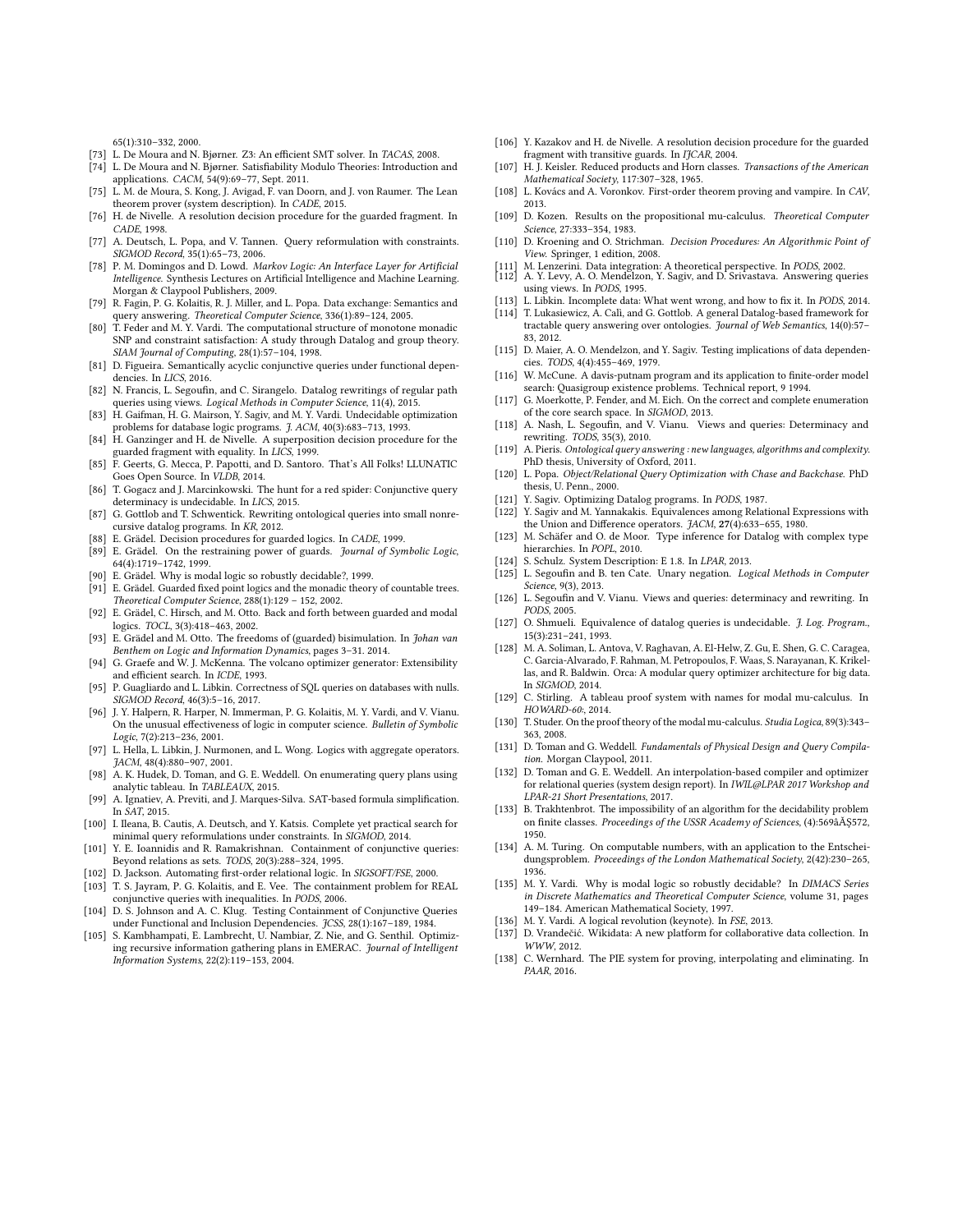65(1):310–332, 2000.

[73] L. De Moura and N. Bjørner. Z3: An efficient SMT solver. In *TACAS*, 2008.

[74] L. De Moura and N. Bjørner. Satisfiability Modulo Theories: Introduction and applications. *CACM*, 54(9):69–77, Sept. 2011.

[75] L. M. de Moura, S. Kong, J. Avigad, F. van Doorn, and J. von Raumer. The Lean theorem prover (system description). In *CADE*, 2015.

[76] H. de Nivelle. A resolution decision procedure for the guarded fragment. In *CADE*, 1998.

[77] A. Deutsch, L. Popa, and V. Tannen. Query reformulation with constraints. *SIGMOD Record*, 35(1):65–73, 2006.

[78] P. M. Domingos and D. Lowd. *Markov Logic: An Interface Layer for Artificial Intelligence*. Synthesis Lectures on Artificial Intelligence and Machine Learning. Morgan & Claypool Publishers, 2009.

[79] R. Fagin, P. G. Kolaitis, R. J. Miller, and L. Popa. Data exchange: Semantics and query answering. *Theoretical Computer Science*, 336(1):89–124, 2005.

[80] T. Feder and M. Y. Vardi. The computational structure of monotone monadic SNP and constraint satisfaction: A study through Datalog and group theory. *SIAM Journal of Computing*, 28(1):57–104, 1998.

[81] D. Figueira. Semantically acyclic conjunctive queries under functional dependencies. In *LICS*, 2016.

[82] N. Francis, L. Segoufin, and C. Sirangelo. Datalog rewritings of regular path queries using views. *Logical Methods in Computer Science*, 11(4), 2015.

[83] H. Gaifman, H. G. Mairson, Y. Sagiv, and M. Y. Vardi. Undecidable optimization problems for database logic programs. *J. ACM*, 40(3):683–713, 1993.

[84] H. Ganzinger and H. de Nivelle. A superposition decision procedure for the guarded fragment with equality. In *LICS*, 1999.

[85] F. Geerts, G. Mecca, P. Papotti, and D. Santoro. That's All Folks! LLUNATIC Goes Open Source. In *VLDB*, 2014.

[86] T. Gogacz and J. Marcinkowski. The hunt for a red spider: Conjunctive query determinacy is undecidable. In *LICS*, 2015.

[87] G. Gottlob and T. Schwentick. Rewriting ontological queries into small nonrecursive datalog programs. In *KR*, 2012.

[88] E. Grädel. Decision procedures for guarded logics. In *CADE*, 1999.

[89] E. Grädel. On the restraining power of guards. *Journal of Symbolic Logic*, 64(4):1719–1742, 1999.

[90] E. Grädel. Why is modal logic so robustly decidable?, 1999.

[91] E. Grädel. Guarded fixed point logics and the monadic theory of countable trees. *Theoretical Computer Science*, 288(1):129 – 152, 2002.

[92] E. Grädel, C. Hirsch, and M. Otto. Back and forth between guarded and modal logics. *TOCL*, 3(3):418–463, 2002.

[93] E. Grädel and M. Otto. The freedoms of (guarded) bisimulation. In *Johan van Benthem on Logic and Information Dynamics*, pages 3–31. 2014.

[94] G. Graefe and W. J. McKenna. The volcano optimizer generator: Extensibility and efficient search. In *ICDE*, 1993.

[95] P. Guagliardo and L. Libkin. Correctness of SQL queries on databases with nulls. *SIGMOD Record*, 46(3):5–16, 2017.

[96] J. Y. Halpern, R. Harper, N. Immerman, P. G. Kolaitis, M. Y. Vardi, and V. Vianu. On the unusual effectiveness of logic in computer science. *Bulletin of Symbolic Logic*, 7(2):213–236, 2001.

[97] L. Hella, L. Libkin, J. Nurmonen, and L. Wong. Logics with aggregate operators. *JACM*, 48(4):880–907, 2001.

[98] A. K. Hudek, D. Toman, and G. E. Weddell. On enumerating query plans using analytic tableau. In *TABLEAUX*, 2015.

[99] A. Ignatiev, A. Previti, and J. Marques-Silva. SAT-based formula simplification. In *SAT*, 2015.

[100] I. Ileana, B. Cautis, A. Deutsch, and Y. Katsis. Complete yet practical search for minimal query reformulations under constraints. In *SIGMOD*, 2014.

[101] Y. E. Ioannidis and R. Ramakrishnan. Containment of conjunctive queries: Beyond relations as sets. *TODS*, 20(3):288–324, 1995.

[102] D. Jackson. Automating first-order relational logic. In *SIGSOFT/FSE*, 2000.

[103] T. S. Jayram, P. G. Kolaitis, and E. Vee. The containment problem for REAL conjunctive queries with inequalities. In *PODS*, 2006.

[104] D. S. Johnson and A. C. Klug. Testing Containment of Conjunctive Queries under Functional and Inclusion Dependencies. *JCSS*, 28(1):167–189, 1984.

[105] S. Kambhampati, E. Lambrecht, U. Nambiar, Z. Nie, and G. Senthil. Optimizing recursive information gathering plans in EMERAC. *Journal of Intelligent Information Systems*, 22(2):119–153, 2004.

[106] Y. Kazakov and H. de Nivelle. A resolution decision procedure for the guarded fragment with transitive guards. In *IJCAR*, 2004.

[107] H. J. Keisler. Reduced products and Horn classes. *Transactions of the American Mathematical Society*, 117:307–328, 1965.

[108] L. Kovács and A. Voronkov. First-order theorem proving and vampire. In *CAV*, 2013.

[109] D. Kozen. Results on the propositional mu-calculus. *Theoretical Computer Science*, 27:333–354, 1983.

[110] D. Kroening and O. Strichman. *Decision Procedures: An Algorithmic Point of View*. Springer, 1 edition, 2008.

[111] M. Lenzerini. Data integration: A theoretical perspective. In *PODS*, 2002.

[112] A. Y. Levy, A. O. Mendelzon, Y. Sagiv, and D. Srivastava. Answering queries using views. In *PODS*, 1995.

[113] L. Libkin. Incomplete data: What went wrong, and how to fix it. In *PODS*, 2014.

[114] T. Lukasiewicz, A. Calì, and G. Gottlob. A general Datalog-based framework for tractable query answering over ontologies. *Journal of Web Semantics*, 14(0):57–83, 2012.

[115] D. Maier, A. O. Mendelzon, and Y. Sagiv. Testing implications of data dependencies. *TODS*, 4(4):455–469, 1979.

[116] W. McCune. A davis-putnam program and its application to finite-order model search: Quasigroup existence problems. Technical report, 9 1994.

[117] G. Moerkotte, P. Fender, and M. Eich. On the correct and complete enumeration of the core search space. In *SIGMOD*, 2013.

[118] A. Nash, L. Segoufin, and V. Vianu. Views and queries: Determinacy and rewriting. *TODS*, 35(3), 2010.

[119] A. Pieris. *Ontological query answering : new languages, algorithms and complexity*. PhD thesis, University of Oxford, 2011.

[120] L. Popa. *Object/Relational Query Optimization with Chase and Backchase*. PhD thesis, U. Penn., 2000.

[121] Y. Sagiv. Optimizing Datalog programs. In *PODS*, 1987.

[122] Y. Sagiv and M. Yannakakis. Equivalences among Relational Expressions with the Union and Difference operators. *JACM*, **27**(4):633–655, 1980.

[123] M. Schäfer and O. de Moor. Type inference for Datalog with complex type hierarchies. In *POPL*, 2010.

[124] S. Schulz. System Description: E 1.8. In *LPAR*, 2013.

[125] L. Segoufin and B. ten Cate. Unary negation. *Logical Methods in Computer Science*, 9(3), 2013.

[126] L. Segoufin and V. Vianu. Views and queries: determinacy and rewriting. In *PODS*, 2005.

[127] O. Shmueli. Equivalence of datalog queries is undecidable. *J. Log. Program.*, 15(3):231–241, 1993.

[128] M. A. Soliman, L. Antova, V. Raghavan, A. El-Helw, Z. Gu, E. Shen, G. C. Caragea, C. Garcia-Alvarado, F. Rahman, M. Petropoulos, F. Waas, S. Narayanan, K. Krikellas, and R. Baldwin. Orca: A modular query optimizer architecture for big data. In *SIGMOD*, 2014.

[129] C. Stirling. A tableau proof system with names for modal mu-calculus. In *HOWARD-60:*, 2014.

[130] T. Studer. On the proof theory of the modal mu-calculus. *Studia Logica*, 89(3):343–363, 2008.

[131] D. Toman and G. Weddell. *Fundamentals of Physical Design and Query Compilation*. Morgan Claypool, 2011.

[132] D. Toman and G. E. Weddell. An interpolation-based compiler and optimizer for relational queries (system design report). In *IWIL@LPAR 2017 Workshop and LPAR-21 Short Presentations*, 2017.

[133] B. Trakhtenbrot. The impossibility of an algorithm for the decidability problem on finite classes. *Proceedings of the USSR Academy of Sciences*, (4):569âĂŞ572, 1950.

[134] A. M. Turing. On computable numbers, with an application to the Entscheidungsproblem. *Proceedings of the London Mathematical Society*, 2(42):230–265, 1936.

[135] M. Y. Vardi. Why is modal logic so robustly decidable? In *DIMACS Series in Discrete Mathematics and Theoretical Computer Science*, volume 31, pages 149–184. American Mathematical Society, 1997.

[136] M. Y. Vardi. A logical revolution (keynote). In *FSE*, 2013.

[137] D. Vrandečić. Wikidata: A new platform for collaborative data collection. In *WWW*, 2012.

[138] C. Wernhard. The PIE system for proving, interpolating and eliminating. In *PAAR*, 2016.